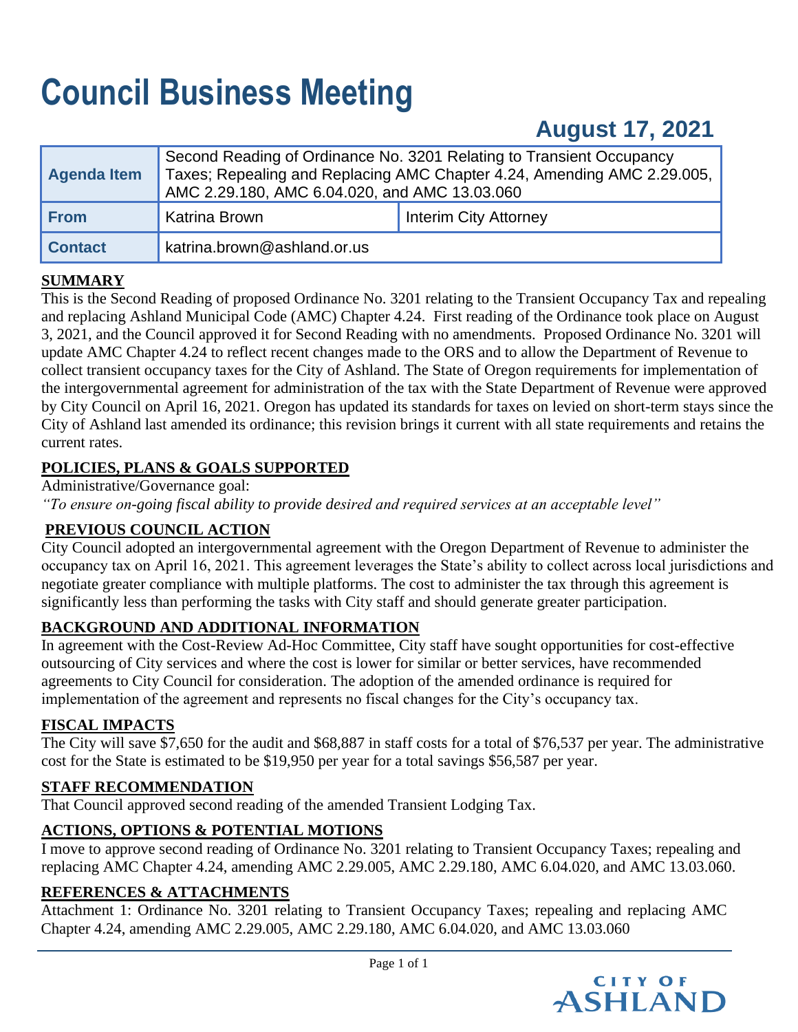# Council Business Meeting

## August 17, 2021

| | | |
|---|---|---|
| **Agenda Item** | Second Reading of Ordinance No. 3201 Relating to Transient Occupancy Taxes; Repealing and Replacing AMC Chapter 4.24, Amending AMC 2.29.005, AMC 2.29.180, AMC 6.04.020, and AMC 13.03.060 | |
| **From** | Katrina Brown | Interim City Attorney |
| **Contact** | katrina.brown@ashland.or.us | |

**SUMMARY**

This is the Second Reading of proposed Ordinance No. 3201 relating to the Transient Occupancy Tax and repealing and replacing Ashland Municipal Code (AMC) Chapter 4.24. First reading of the Ordinance took place on August 3, 2021, and the Council approved it for Second Reading with no amendments. Proposed Ordinance No. 3201 will update AMC Chapter 4.24 to reflect recent changes made to the ORS and to allow the Department of Revenue to collect transient occupancy taxes for the City of Ashland. The State of Oregon requirements for implementation of the intergovernmental agreement for administration of the tax with the State Department of Revenue were approved by City Council on April 16, 2021. Oregon has updated its standards for taxes on levied on short-term stays since the City of Ashland last amended its ordinance; this revision brings it current with all state requirements and retains the current rates.

**POLICIES, PLANS & GOALS SUPPORTED**

Administrative/Governance goal:

*"To ensure on-going fiscal ability to provide desired and required services at an acceptable level"*

**PREVIOUS COUNCIL ACTION**

City Council adopted an intergovernmental agreement with the Oregon Department of Revenue to administer the occupancy tax on April 16, 2021. This agreement leverages the State's ability to collect across local jurisdictions and negotiate greater compliance with multiple platforms. The cost to administer the tax through this agreement is significantly less than performing the tasks with City staff and should generate greater participation.

**BACKGROUND AND ADDITIONAL INFORMATION**

In agreement with the Cost-Review Ad-Hoc Committee, City staff have sought opportunities for cost-effective outsourcing of City services and where the cost is lower for similar or better services, have recommended agreements to City Council for consideration. The adoption of the amended ordinance is required for implementation of the agreement and represents no fiscal changes for the City's occupancy tax.

**FISCAL IMPACTS**

The City will save $7,650 for the audit and $68,887 in staff costs for a total of $76,537 per year. The administrative cost for the State is estimated to be $19,950 per year for a total savings $56,587 per year.

**STAFF RECOMMENDATION**

That Council approved second reading of the amended Transient Lodging Tax.

**ACTIONS, OPTIONS & POTENTIAL MOTIONS**

I move to approve second reading of Ordinance No. 3201 relating to Transient Occupancy Taxes; repealing and replacing AMC Chapter 4.24, amending AMC 2.29.005, AMC 2.29.180, AMC 6.04.020, and AMC 13.03.060.

**REFERENCES & ATTACHMENTS**

Attachment 1: Ordinance No. 3201 relating to Transient Occupancy Taxes; repealing and replacing AMC Chapter 4.24, amending AMC 2.29.005, AMC 2.29.180, AMC 6.04.020, and AMC 13.03.060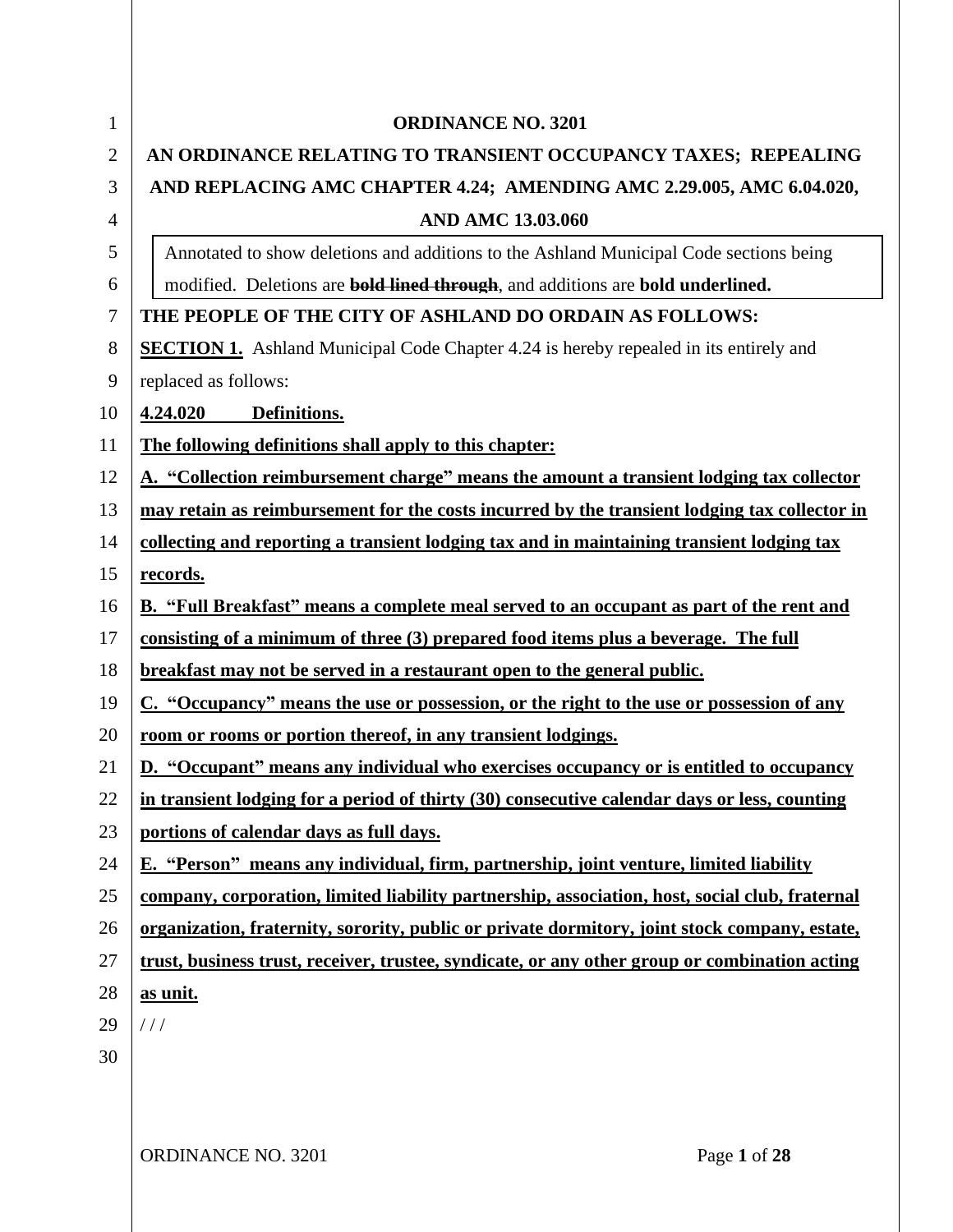**ORDINANCE NO. 3201**

**AN ORDINANCE RELATING TO TRANSIENT OCCUPANCY TAXES; REPEALING AND REPLACING AMC CHAPTER 4.24; AMENDING AMC 2.29.005, AMC 6.04.020, AND AMC 13.03.060**

Annotated to show deletions and additions to the Ashland Municipal Code sections being modified. Deletions are ~~**bold lined through**~~, and additions are **bold underlined.**

**THE PEOPLE OF THE CITY OF ASHLAND DO ORDAIN AS FOLLOWS:**

**SECTION 1.** Ashland Municipal Code Chapter 4.24 is hereby repealed in its entirely and replaced as follows:

**4.24.020 Definitions.**

**The following definitions shall apply to this chapter:**

**A. "Collection reimbursement charge" means the amount a transient lodging tax collector may retain as reimbursement for the costs incurred by the transient lodging tax collector in collecting and reporting a transient lodging tax and in maintaining transient lodging tax records.**

**B. "Full Breakfast" means a complete meal served to an occupant as part of the rent and consisting of a minimum of three (3) prepared food items plus a beverage. The full breakfast may not be served in a restaurant open to the general public.**

**C. "Occupancy" means the use or possession, or the right to the use or possession of any room or rooms or portion thereof, in any transient lodgings.**

**D. "Occupant" means any individual who exercises occupancy or is entitled to occupancy in transient lodging for a period of thirty (30) consecutive calendar days or less, counting portions of calendar days as full days.**

**E. "Person" means any individual, firm, partnership, joint venture, limited liability company, corporation, limited liability partnership, association, host, social club, fraternal organization, fraternity, sorority, public or private dormitory, joint stock company, estate, trust, business trust, receiver, trustee, syndicate, or any other group or combination acting as unit.**

/ / /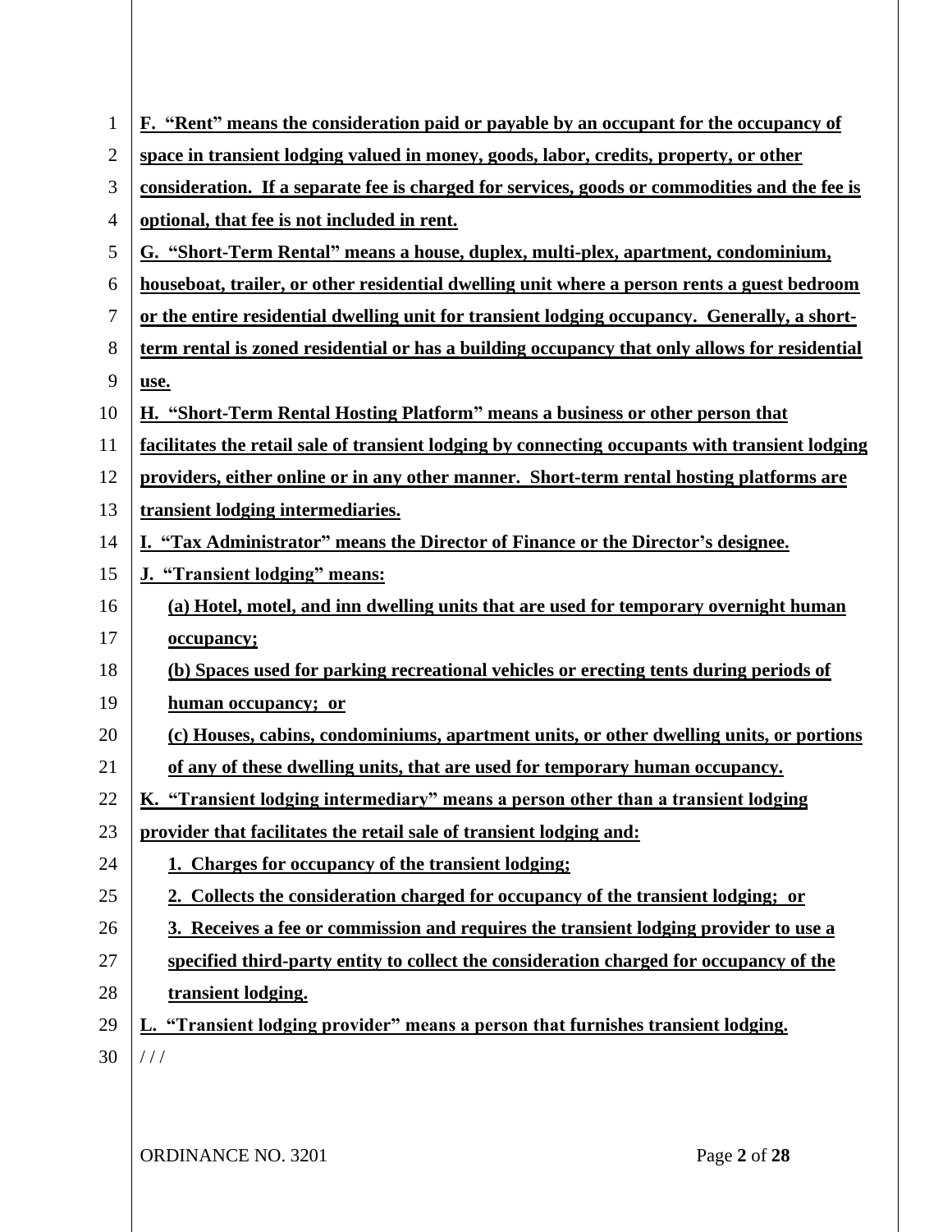**F. "Rent" means the consideration paid or payable by an occupant for the occupancy of space in transient lodging valued in money, goods, labor, credits, property, or other consideration. If a separate fee is charged for services, goods or commodities and the fee is optional, that fee is not included in rent.**

**G. "Short-Term Rental" means a house, duplex, multi-plex, apartment, condominium, houseboat, trailer, or other residential dwelling unit where a person rents a guest bedroom or the entire residential dwelling unit for transient lodging occupancy. Generally, a short-term rental is zoned residential or has a building occupancy that only allows for residential use.**

**H. "Short-Term Rental Hosting Platform" means a business or other person that facilitates the retail sale of transient lodging by connecting occupants with transient lodging providers, either online or in any other manner. Short-term rental hosting platforms are transient lodging intermediaries.**

**I. "Tax Administrator" means the Director of Finance or the Director's designee.**

**J. "Transient lodging" means:**

**(a) Hotel, motel, and inn dwelling units that are used for temporary overnight human occupancy;**

**(b) Spaces used for parking recreational vehicles or erecting tents during periods of human occupancy; or**

**(c) Houses, cabins, condominiums, apartment units, or other dwelling units, or portions of any of these dwelling units, that are used for temporary human occupancy.**

**K. "Transient lodging intermediary" means a person other than a transient lodging provider that facilitates the retail sale of transient lodging and:**

**1. Charges for occupancy of the transient lodging;**

**2. Collects the consideration charged for occupancy of the transient lodging; or**

**3. Receives a fee or commission and requires the transient lodging provider to use a specified third-party entity to collect the consideration charged for occupancy of the transient lodging.**

**L. "Transient lodging provider" means a person that furnishes transient lodging.**

/ / /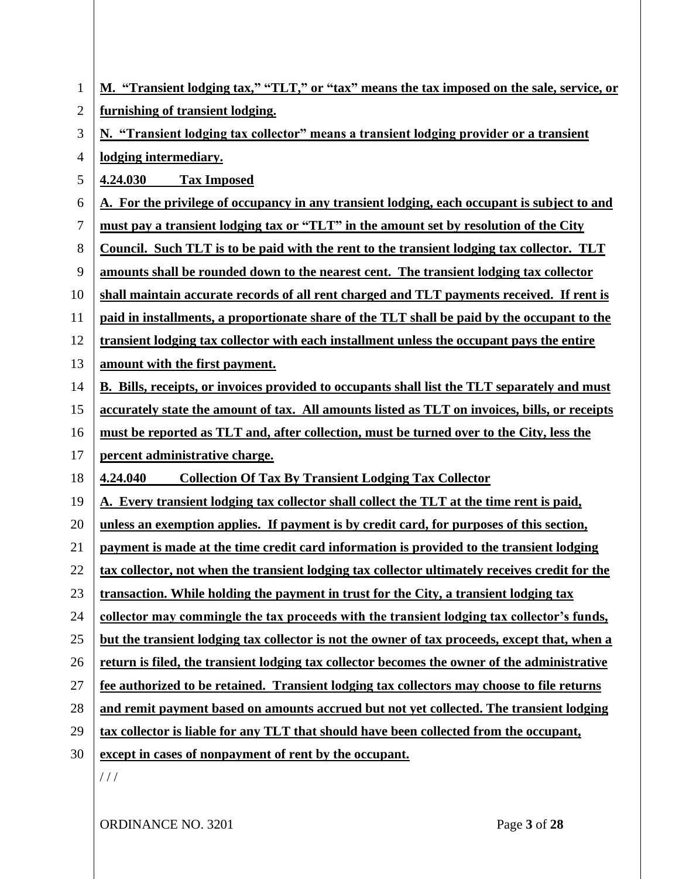**M. "Transient lodging tax," "TLT," or "tax" means the tax imposed on the sale, service, or furnishing of transient lodging.**

**N. "Transient lodging tax collector" means a transient lodging provider or a transient lodging intermediary.**

**4.24.030 Tax Imposed**

**A. For the privilege of occupancy in any transient lodging, each occupant is subject to and must pay a transient lodging tax or "TLT" in the amount set by resolution of the City Council. Such TLT is to be paid with the rent to the transient lodging tax collector. TLT amounts shall be rounded down to the nearest cent. The transient lodging tax collector shall maintain accurate records of all rent charged and TLT payments received. If rent is paid in installments, a proportionate share of the TLT shall be paid by the occupant to the transient lodging tax collector with each installment unless the occupant pays the entire amount with the first payment.**

**B. Bills, receipts, or invoices provided to occupants shall list the TLT separately and must accurately state the amount of tax. All amounts listed as TLT on invoices, bills, or receipts must be reported as TLT and, after collection, must be turned over to the City, less the percent administrative charge.**

**4.24.040 Collection Of Tax By Transient Lodging Tax Collector**

**A. Every transient lodging tax collector shall collect the TLT at the time rent is paid, unless an exemption applies. If payment is by credit card, for purposes of this section, payment is made at the time credit card information is provided to the transient lodging tax collector, not when the transient lodging tax collector ultimately receives credit for the transaction. While holding the payment in trust for the City, a transient lodging tax collector may commingle the tax proceeds with the transient lodging tax collector's funds, but the transient lodging tax collector is not the owner of tax proceeds, except that, when a return is filed, the transient lodging tax collector becomes the owner of the administrative fee authorized to be retained. Transient lodging tax collectors may choose to file returns and remit payment based on amounts accrued but not yet collected. The transient lodging tax collector is liable for any TLT that should have been collected from the occupant, except in cases of nonpayment of rent by the occupant.**

/ / /

ORDINANCE NO. 3201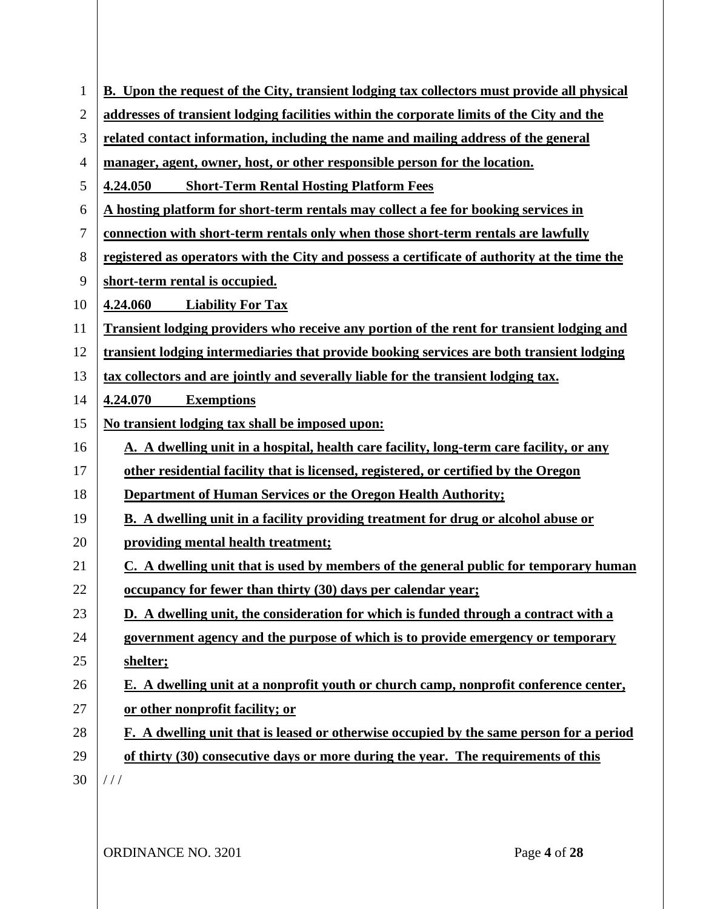**B. Upon the request of the City, transient lodging tax collectors must provide all physical addresses of transient lodging facilities within the corporate limits of the City and the related contact information, including the name and mailing address of the general manager, agent, owner, host, or other responsible person for the location.**

**4.24.050 Short-Term Rental Hosting Platform Fees**

**A hosting platform for short-term rentals may collect a fee for booking services in connection with short-term rentals only when those short-term rentals are lawfully registered as operators with the City and possess a certificate of authority at the time the short-term rental is occupied.**

**4.24.060 Liability For Tax**

**Transient lodging providers who receive any portion of the rent for transient lodging and transient lodging intermediaries that provide booking services are both transient lodging tax collectors and are jointly and severally liable for the transient lodging tax.**

**4.24.070 Exemptions**

**No transient lodging tax shall be imposed upon:**

**A. A dwelling unit in a hospital, health care facility, long-term care facility, or any other residential facility that is licensed, registered, or certified by the Oregon Department of Human Services or the Oregon Health Authority;**

**B. A dwelling unit in a facility providing treatment for drug or alcohol abuse or providing mental health treatment;**

**C. A dwelling unit that is used by members of the general public for temporary human occupancy for fewer than thirty (30) days per calendar year;**

**D. A dwelling unit, the consideration for which is funded through a contract with a government agency and the purpose of which is to provide emergency or temporary shelter;**

**E. A dwelling unit at a nonprofit youth or church camp, nonprofit conference center, or other nonprofit facility; or**

**F. A dwelling unit that is leased or otherwise occupied by the same person for a period of thirty (30) consecutive days or more during the year. The requirements of this**

/ / /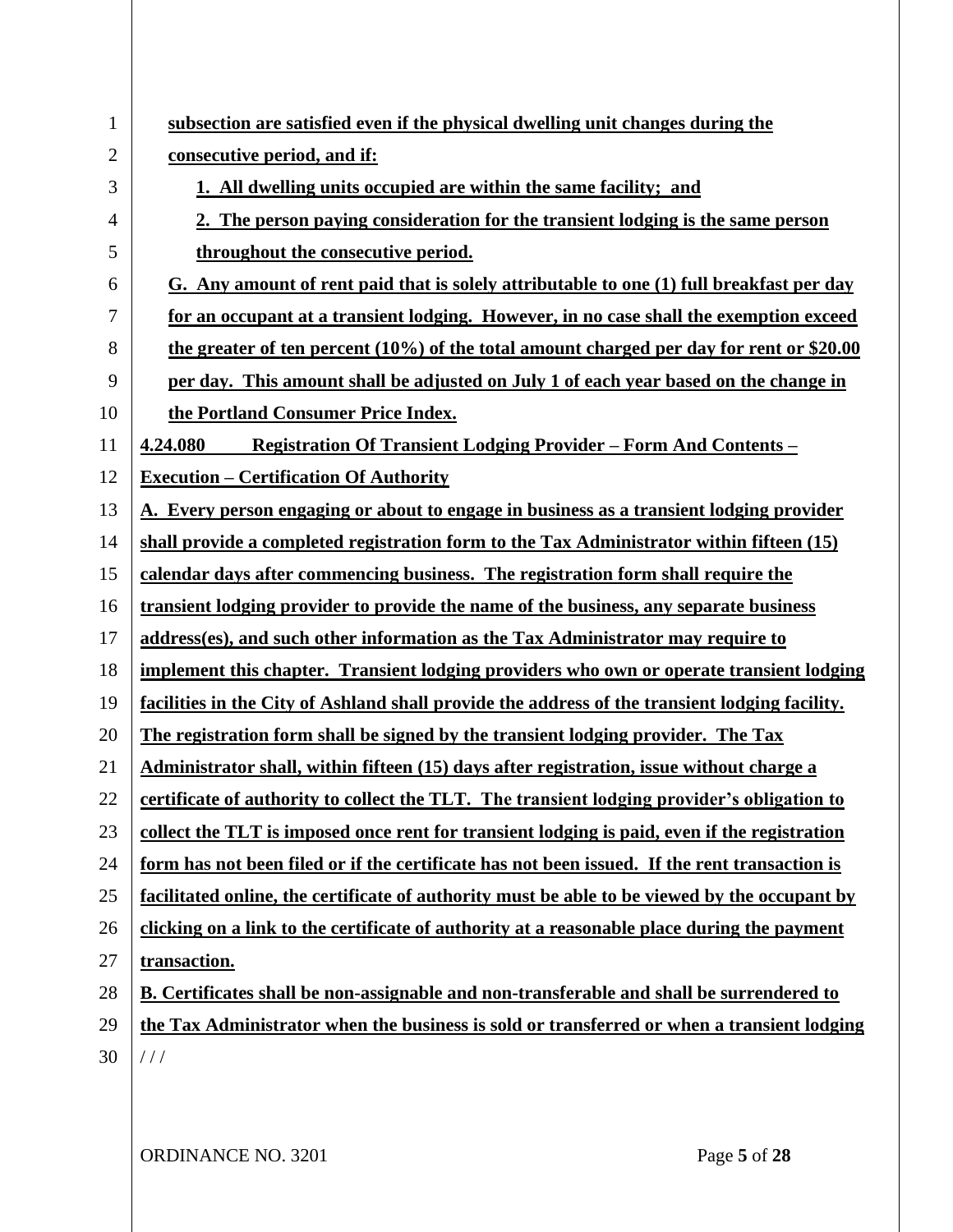**subsection are satisfied even if the physical dwelling unit changes during the consecutive period, and if:**

**1. All dwelling units occupied are within the same facility; and**

**2. The person paying consideration for the transient lodging is the same person throughout the consecutive period.**

**G. Any amount of rent paid that is solely attributable to one (1) full breakfast per day for an occupant at a transient lodging. However, in no case shall the exemption exceed the greater of ten percent (10%) of the total amount charged per day for rent or $20.00 per day. This amount shall be adjusted on July 1 of each year based on the change in the Portland Consumer Price Index.**

**4.24.080 Registration Of Transient Lodging Provider – Form And Contents – Execution – Certification Of Authority**

**A. Every person engaging or about to engage in business as a transient lodging provider shall provide a completed registration form to the Tax Administrator within fifteen (15) calendar days after commencing business. The registration form shall require the transient lodging provider to provide the name of the business, any separate business address(es), and such other information as the Tax Administrator may require to implement this chapter. Transient lodging providers who own or operate transient lodging facilities in the City of Ashland shall provide the address of the transient lodging facility. The registration form shall be signed by the transient lodging provider. The Tax Administrator shall, within fifteen (15) days after registration, issue without charge a certificate of authority to collect the TLT. The transient lodging provider's obligation to collect the TLT is imposed once rent for transient lodging is paid, even if the registration form has not been filed or if the certificate has not been issued. If the rent transaction is facilitated online, the certificate of authority must be able to be viewed by the occupant by clicking on a link to the certificate of authority at a reasonable place during the payment transaction.**

**B. Certificates shall be non-assignable and non-transferable and shall be surrendered to the Tax Administrator when the business is sold or transferred or when a transient lodging**

/ / /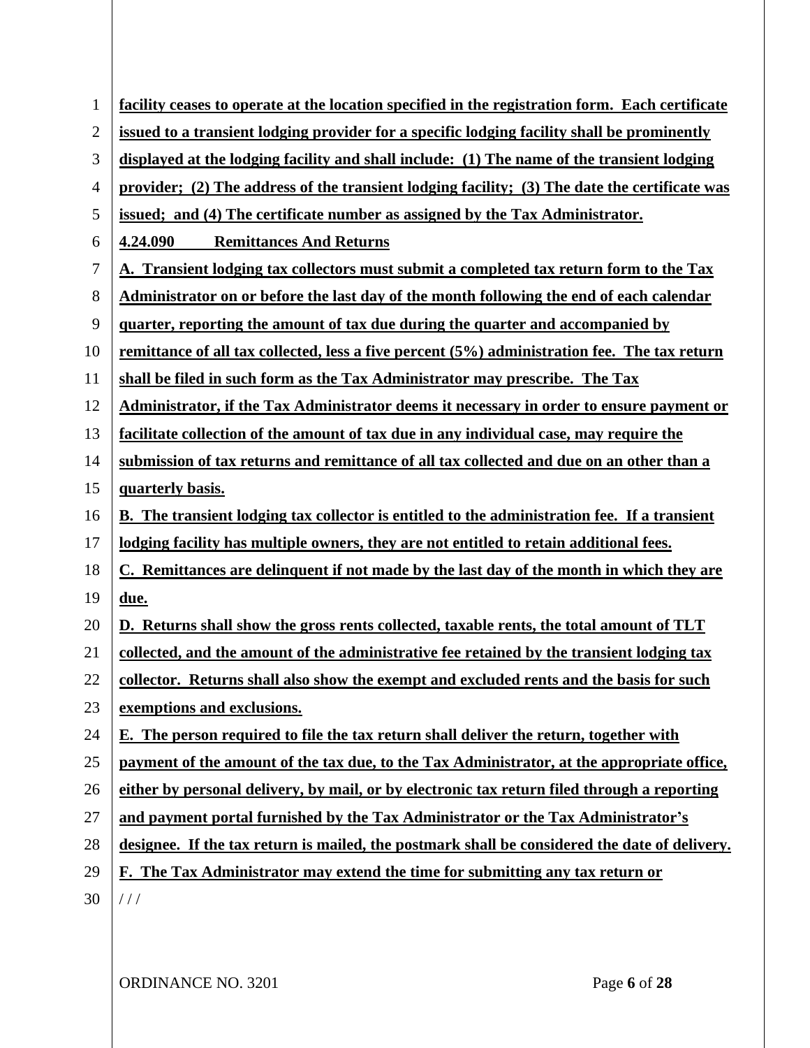**facility ceases to operate at the location specified in the registration form. Each certificate issued to a transient lodging provider for a specific lodging facility shall be prominently displayed at the lodging facility and shall include: (1) The name of the transient lodging provider; (2) The address of the transient lodging facility; (3) The date the certificate was issued; and (4) The certificate number as assigned by the Tax Administrator.**

**4.24.090 Remittances And Returns**

**A. Transient lodging tax collectors must submit a completed tax return form to the Tax Administrator on or before the last day of the month following the end of each calendar quarter, reporting the amount of tax due during the quarter and accompanied by remittance of all tax collected, less a five percent (5%) administration fee. The tax return shall be filed in such form as the Tax Administrator may prescribe. The Tax Administrator, if the Tax Administrator deems it necessary in order to ensure payment or facilitate collection of the amount of tax due in any individual case, may require the submission of tax returns and remittance of all tax collected and due on an other than a quarterly basis.**

**B. The transient lodging tax collector is entitled to the administration fee. If a transient lodging facility has multiple owners, they are not entitled to retain additional fees.**

**C. Remittances are delinquent if not made by the last day of the month in which they are due.**

**D. Returns shall show the gross rents collected, taxable rents, the total amount of TLT collected, and the amount of the administrative fee retained by the transient lodging tax collector. Returns shall also show the exempt and excluded rents and the basis for such exemptions and exclusions.**

**E. The person required to file the tax return shall deliver the return, together with payment of the amount of the tax due, to the Tax Administrator, at the appropriate office, either by personal delivery, by mail, or by electronic tax return filed through a reporting and payment portal furnished by the Tax Administrator or the Tax Administrator's designee. If the tax return is mailed, the postmark shall be considered the date of delivery.**

**F. The Tax Administrator may extend the time for submitting any tax return or**

/ / /

ORDINANCE NO. 3201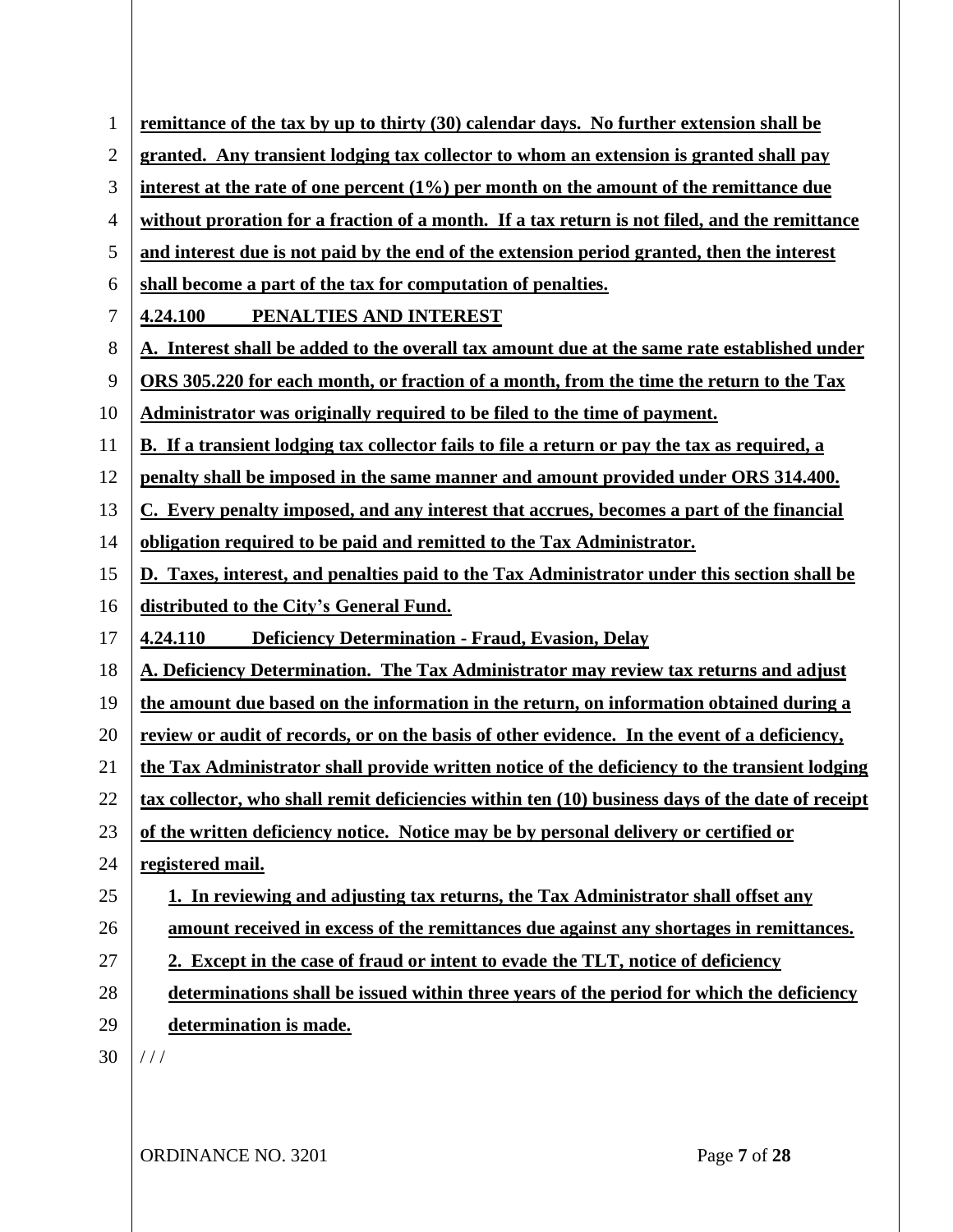**remittance of the tax by up to thirty (30) calendar days. No further extension shall be granted. Any transient lodging tax collector to whom an extension is granted shall pay interest at the rate of one percent (1%) per month on the amount of the remittance due without proration for a fraction of a month. If a tax return is not filed, and the remittance and interest due is not paid by the end of the extension period granted, then the interest shall become a part of the tax for computation of penalties.**

**4.24.100 PENALTIES AND INTEREST**

**A. Interest shall be added to the overall tax amount due at the same rate established under ORS 305.220 for each month, or fraction of a month, from the time the return to the Tax Administrator was originally required to be filed to the time of payment.**

**B. If a transient lodging tax collector fails to file a return or pay the tax as required, a penalty shall be imposed in the same manner and amount provided under ORS 314.400.**

**C. Every penalty imposed, and any interest that accrues, becomes a part of the financial obligation required to be paid and remitted to the Tax Administrator.**

**D. Taxes, interest, and penalties paid to the Tax Administrator under this section shall be distributed to the City's General Fund.**

**4.24.110 Deficiency Determination - Fraud, Evasion, Delay**

**A. Deficiency Determination. The Tax Administrator may review tax returns and adjust the amount due based on the information in the return, on information obtained during a review or audit of records, or on the basis of other evidence. In the event of a deficiency, the Tax Administrator shall provide written notice of the deficiency to the transient lodging tax collector, who shall remit deficiencies within ten (10) business days of the date of receipt of the written deficiency notice. Notice may be by personal delivery or certified or registered mail.**

**1. In reviewing and adjusting tax returns, the Tax Administrator shall offset any amount received in excess of the remittances due against any shortages in remittances.**

**2. Except in the case of fraud or intent to evade the TLT, notice of deficiency determinations shall be issued within three years of the period for which the deficiency determination is made.**

/ / /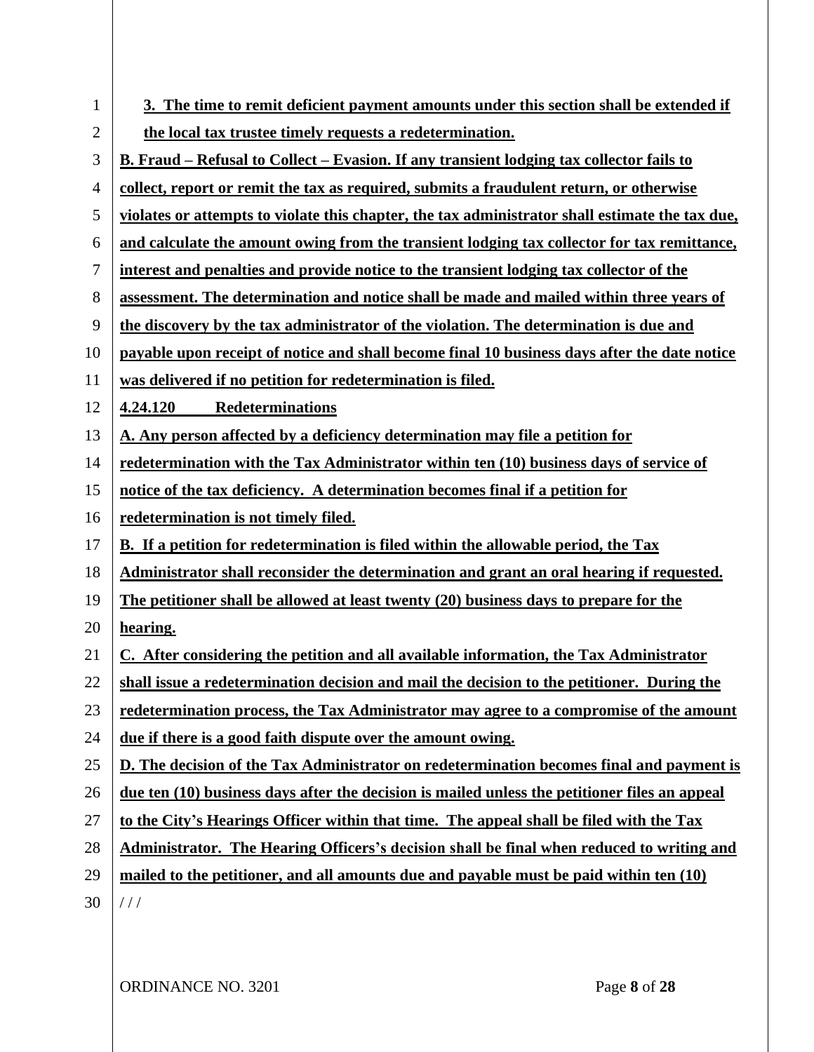**3. The time to remit deficient payment amounts under this section shall be extended if the local tax trustee timely requests a redetermination.**

**B. Fraud – Refusal to Collect – Evasion. If any transient lodging tax collector fails to collect, report or remit the tax as required, submits a fraudulent return, or otherwise violates or attempts to violate this chapter, the tax administrator shall estimate the tax due, and calculate the amount owing from the transient lodging tax collector for tax remittance, interest and penalties and provide notice to the transient lodging tax collector of the assessment. The determination and notice shall be made and mailed within three years of the discovery by the tax administrator of the violation. The determination is due and payable upon receipt of notice and shall become final 10 business days after the date notice was delivered if no petition for redetermination is filed.**

**4.24.120 Redeterminations**

**A. Any person affected by a deficiency determination may file a petition for redetermination with the Tax Administrator within ten (10) business days of service of notice of the tax deficiency. A determination becomes final if a petition for redetermination is not timely filed.**

**B. If a petition for redetermination is filed within the allowable period, the Tax Administrator shall reconsider the determination and grant an oral hearing if requested. The petitioner shall be allowed at least twenty (20) business days to prepare for the hearing.**

**C. After considering the petition and all available information, the Tax Administrator shall issue a redetermination decision and mail the decision to the petitioner. During the redetermination process, the Tax Administrator may agree to a compromise of the amount due if there is a good faith dispute over the amount owing.**

**D. The decision of the Tax Administrator on redetermination becomes final and payment is due ten (10) business days after the decision is mailed unless the petitioner files an appeal to the City's Hearings Officer within that time. The appeal shall be filed with the Tax Administrator. The Hearing Officers's decision shall be final when reduced to writing and mailed to the petitioner, and all amounts due and payable must be paid within ten (10)**

/ / /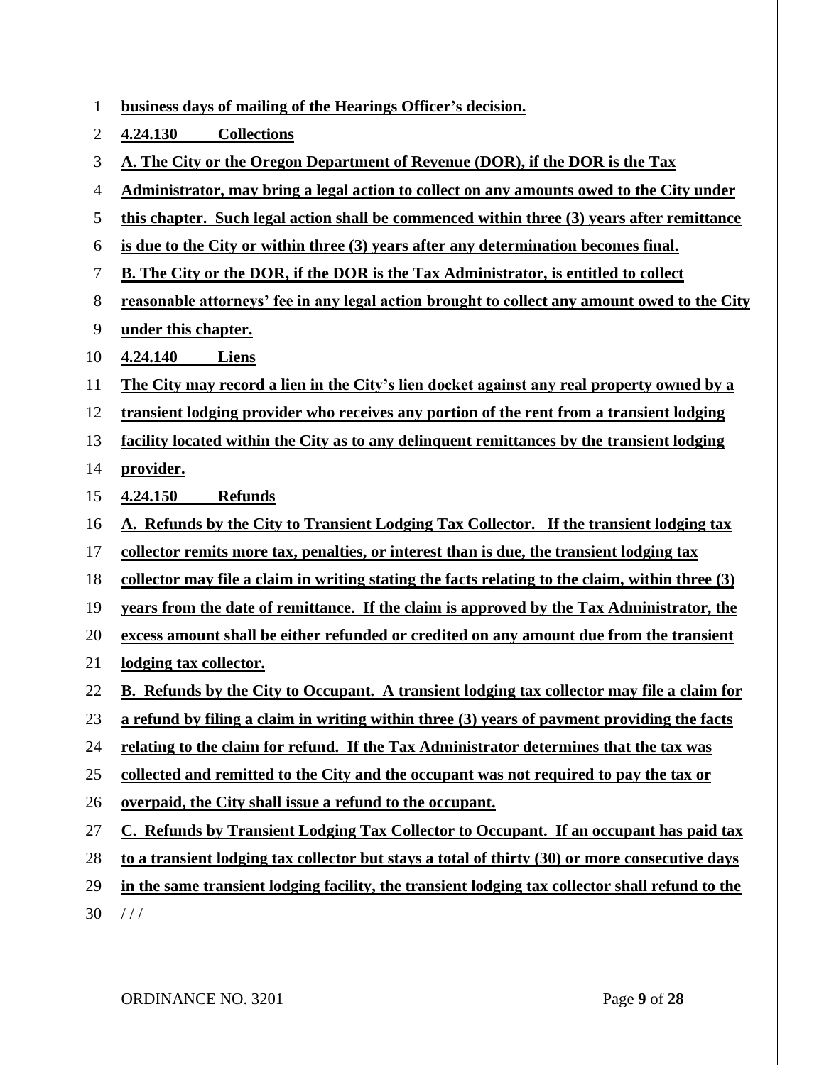**business days of mailing of the Hearings Officer's decision.**

**4.24.130 Collections**

**A. The City or the Oregon Department of Revenue (DOR), if the DOR is the Tax Administrator, may bring a legal action to collect on any amounts owed to the City under this chapter. Such legal action shall be commenced within three (3) years after remittance is due to the City or within three (3) years after any determination becomes final.**

**B. The City or the DOR, if the DOR is the Tax Administrator, is entitled to collect reasonable attorneys' fee in any legal action brought to collect any amount owed to the City under this chapter.**

**4.24.140 Liens**

**The City may record a lien in the City's lien docket against any real property owned by a transient lodging provider who receives any portion of the rent from a transient lodging facility located within the City as to any delinquent remittances by the transient lodging provider.**

**4.24.150 Refunds**

**A. Refunds by the City to Transient Lodging Tax Collector. If the transient lodging tax collector remits more tax, penalties, or interest than is due, the transient lodging tax collector may file a claim in writing stating the facts relating to the claim, within three (3) years from the date of remittance. If the claim is approved by the Tax Administrator, the excess amount shall be either refunded or credited on any amount due from the transient lodging tax collector.**

**B. Refunds by the City to Occupant. A transient lodging tax collector may file a claim for a refund by filing a claim in writing within three (3) years of payment providing the facts relating to the claim for refund. If the Tax Administrator determines that the tax was collected and remitted to the City and the occupant was not required to pay the tax or overpaid, the City shall issue a refund to the occupant.**

**C. Refunds by Transient Lodging Tax Collector to Occupant. If an occupant has paid tax to a transient lodging tax collector but stays a total of thirty (30) or more consecutive days in the same transient lodging facility, the transient lodging tax collector shall refund to the**

/ / /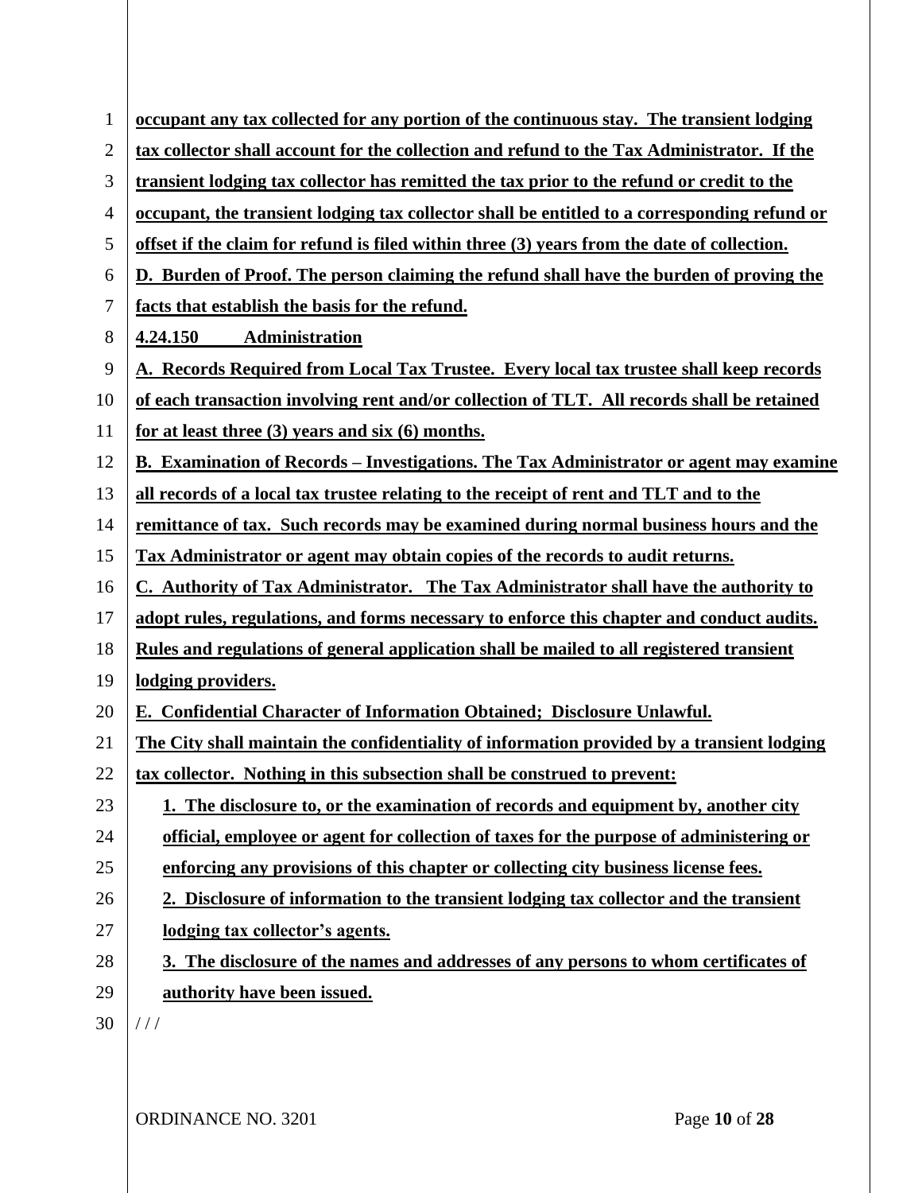**occupant any tax collected for any portion of the continuous stay. The transient lodging tax collector shall account for the collection and refund to the Tax Administrator. If the transient lodging tax collector has remitted the tax prior to the refund or credit to the occupant, the transient lodging tax collector shall be entitled to a corresponding refund or offset if the claim for refund is filed within three (3) years from the date of collection.**

**D. Burden of Proof. The person claiming the refund shall have the burden of proving the facts that establish the basis for the refund.**

**4.24.150 Administration**

**A. Records Required from Local Tax Trustee. Every local tax trustee shall keep records of each transaction involving rent and/or collection of TLT. All records shall be retained for at least three (3) years and six (6) months.**

**B. Examination of Records – Investigations. The Tax Administrator or agent may examine all records of a local tax trustee relating to the receipt of rent and TLT and to the remittance of tax. Such records may be examined during normal business hours and the Tax Administrator or agent may obtain copies of the records to audit returns.**

**C. Authority of Tax Administrator. The Tax Administrator shall have the authority to adopt rules, regulations, and forms necessary to enforce this chapter and conduct audits. Rules and regulations of general application shall be mailed to all registered transient lodging providers.**

**E. Confidential Character of Information Obtained; Disclosure Unlawful.**
**The City shall maintain the confidentiality of information provided by a transient lodging tax collector. Nothing in this subsection shall be construed to prevent:**

**1. The disclosure to, or the examination of records and equipment by, another city official, employee or agent for collection of taxes for the purpose of administering or enforcing any provisions of this chapter or collecting city business license fees.**

**2. Disclosure of information to the transient lodging tax collector and the transient lodging tax collector's agents.**

**3. The disclosure of the names and addresses of any persons to whom certificates of authority have been issued.**

/ / /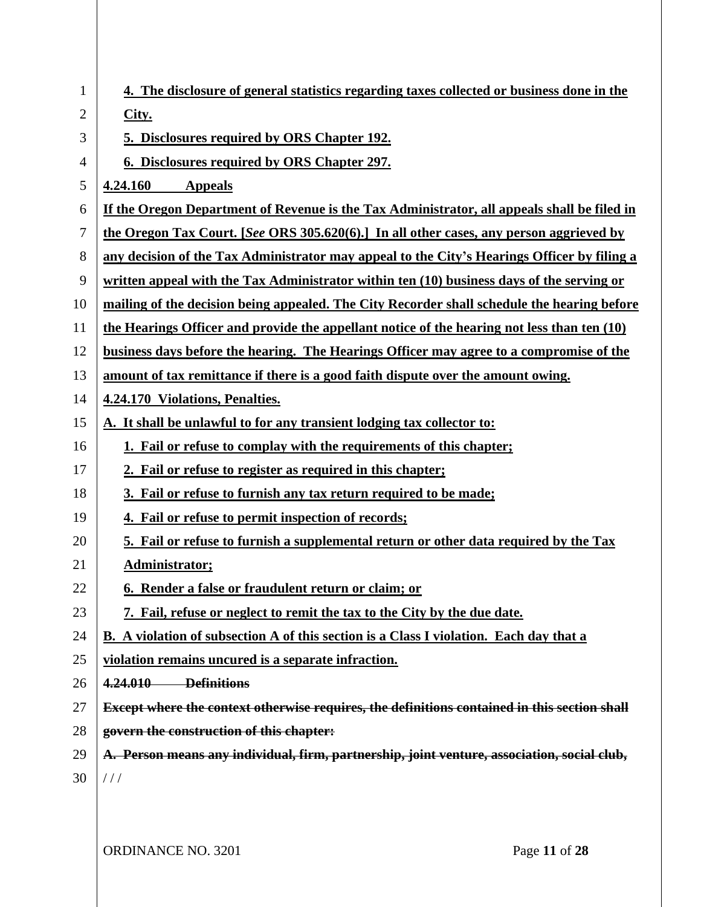**4. The disclosure of general statistics regarding taxes collected or business done in the City.**

**5. Disclosures required by ORS Chapter 192.**

**6. Disclosures required by ORS Chapter 297.**

**4.24.160 Appeals**

**If the Oregon Department of Revenue is the Tax Administrator, all appeals shall be filed in the Oregon Tax Court. [*See* ORS 305.620(6).] In all other cases, any person aggrieved by any decision of the Tax Administrator may appeal to the City's Hearings Officer by filing a written appeal with the Tax Administrator within ten (10) business days of the serving or mailing of the decision being appealed. The City Recorder shall schedule the hearing before the Hearings Officer and provide the appellant notice of the hearing not less than ten (10) business days before the hearing. The Hearings Officer may agree to a compromise of the amount of tax remittance if there is a good faith dispute over the amount owing.**

**4.24.170 Violations, Penalties.**

**A. It shall be unlawful to for any transient lodging tax collector to:**

**1. Fail or refuse to complay with the requirements of this chapter;**

**2. Fail or refuse to register as required in this chapter;**

**3. Fail or refuse to furnish any tax return required to be made;**

**4. Fail or refuse to permit inspection of records;**

**5. Fail or refuse to furnish a supplemental return or other data required by the Tax Administrator;**

**6. Render a false or fraudulent return or claim; or**

**7. Fail, refuse or neglect to remit the tax to the City by the due date.**

**B. A violation of subsection A of this section is a Class I violation. Each day that a violation remains uncured is a separate infraction.**

~~**4.24.010 Definitions**~~

~~**Except where the context otherwise requires, the definitions contained in this section shall govern the construction of this chapter:**~~

~~**A. Person means any individual, firm, partnership, joint venture, association, social club,**~~

/ / /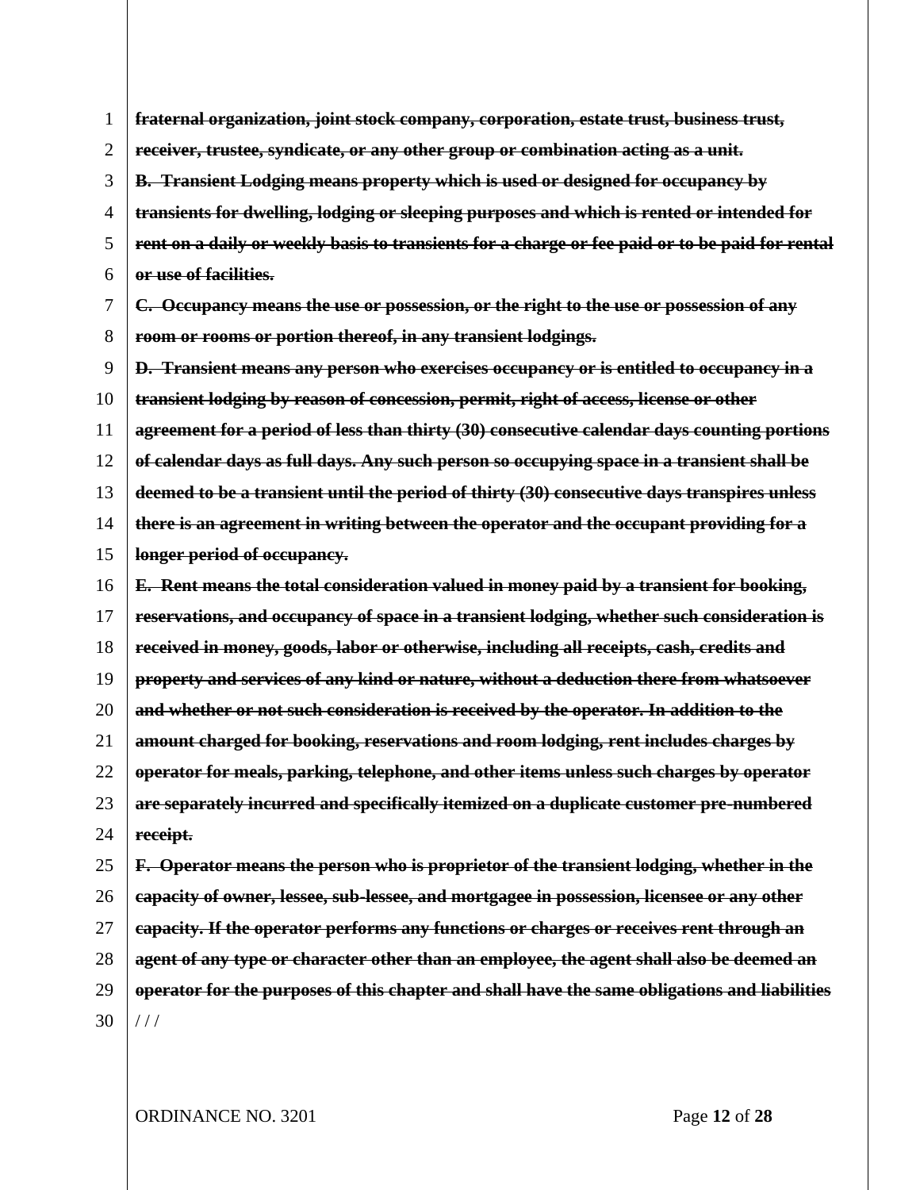~~**fraternal organization, joint stock company, corporation, estate trust, business trust, receiver, trustee, syndicate, or any other group or combination acting as a unit.**~~

~~**B. Transient Lodging means property which is used or designed for occupancy by transients for dwelling, lodging or sleeping purposes and which is rented or intended for rent on a daily or weekly basis to transients for a charge or fee paid or to be paid for rental or use of facilities.**~~

~~**C. Occupancy means the use or possession, or the right to the use or possession of any room or rooms or portion thereof, in any transient lodgings.**~~

~~**D. Transient means any person who exercises occupancy or is entitled to occupancy in a transient lodging by reason of concession, permit, right of access, license or other agreement for a period of less than thirty (30) consecutive calendar days counting portions of calendar days as full days. Any such person so occupying space in a transient shall be deemed to be a transient until the period of thirty (30) consecutive days transpires unless there is an agreement in writing between the operator and the occupant providing for a longer period of occupancy.**~~

~~**E. Rent means the total consideration valued in money paid by a transient for booking, reservations, and occupancy of space in a transient lodging, whether such consideration is received in money, goods, labor or otherwise, including all receipts, cash, credits and property and services of any kind or nature, without a deduction there from whatsoever and whether or not such consideration is received by the operator. In addition to the amount charged for booking, reservations and room lodging, rent includes charges by operator for meals, parking, telephone, and other items unless such charges by operator are separately incurred and specifically itemized on a duplicate customer pre-numbered receipt.**~~

~~**F. Operator means the person who is proprietor of the transient lodging, whether in the capacity of owner, lessee, sub-lessee, and mortgagee in possession, licensee or any other capacity. If the operator performs any functions or charges or receives rent through an agent of any type or character other than an employee, the agent shall also be deemed an operator for the purposes of this chapter and shall have the same obligations and liabilities**~~

/ / /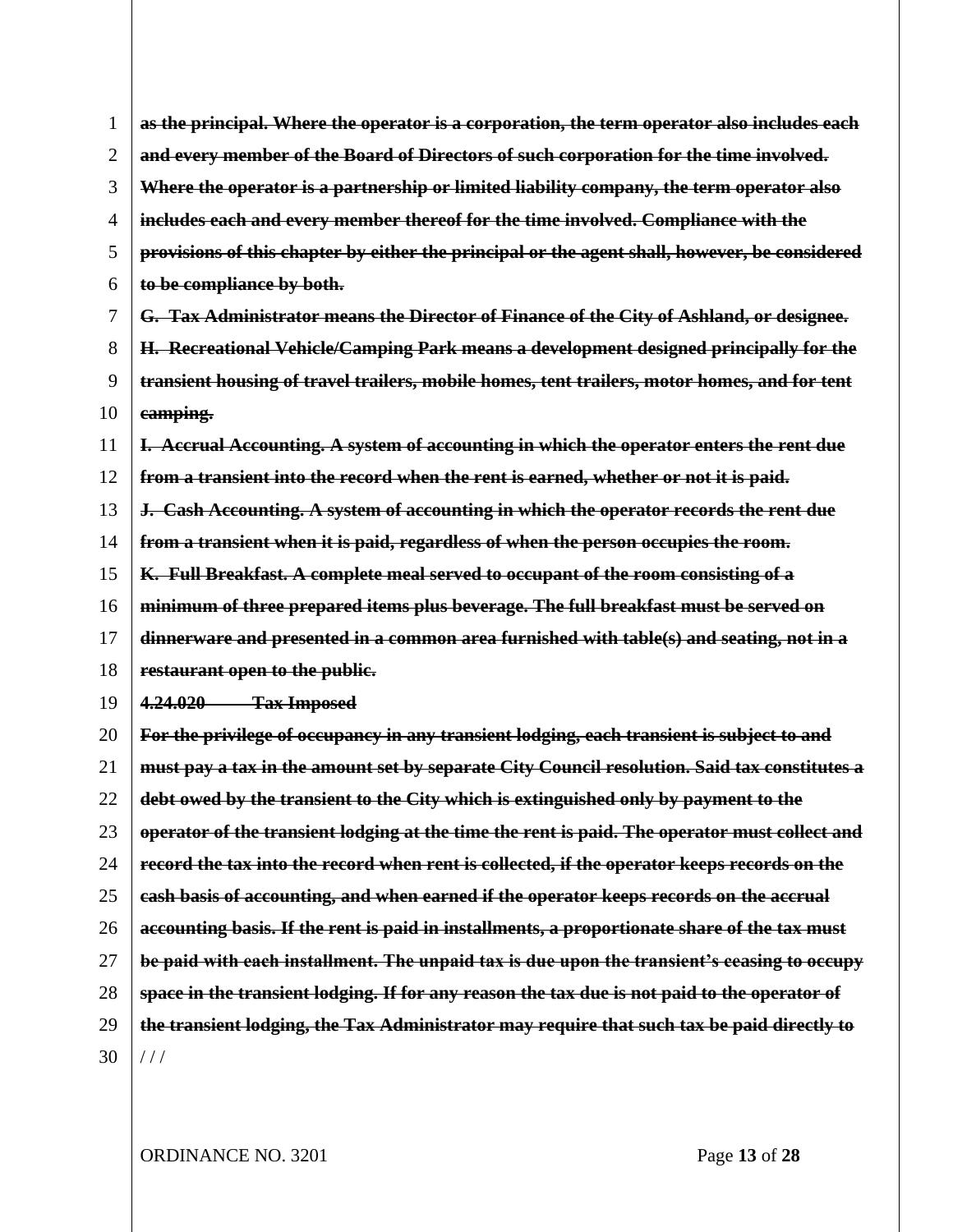~~**as the principal. Where the operator is a corporation, the term operator also includes each and every member of the Board of Directors of such corporation for the time involved. Where the operator is a partnership or limited liability company, the term operator also includes each and every member thereof for the time involved. Compliance with the provisions of this chapter by either the principal or the agent shall, however, be considered to be compliance by both.**~~

~~**G. Tax Administrator means the Director of Finance of the City of Ashland, or designee.**~~

~~**H. Recreational Vehicle/Camping Park means a development designed principally for the transient housing of travel trailers, mobile homes, tent trailers, motor homes, and for tent camping.**~~

~~**I. Accrual Accounting. A system of accounting in which the operator enters the rent due from a transient into the record when the rent is earned, whether or not it is paid.**~~

~~**J. Cash Accounting. A system of accounting in which the operator records the rent due from a transient when it is paid, regardless of when the person occupies the room.**~~

~~**K. Full Breakfast. A complete meal served to occupant of the room consisting of a minimum of three prepared items plus beverage. The full breakfast must be served on dinnerware and presented in a common area furnished with table(s) and seating, not in a restaurant open to the public.**~~

~~**4.24.020 Tax Imposed**~~

~~**For the privilege of occupancy in any transient lodging, each transient is subject to and must pay a tax in the amount set by separate City Council resolution. Said tax constitutes a debt owed by the transient to the City which is extinguished only by payment to the operator of the transient lodging at the time the rent is paid. The operator must collect and record the tax into the record when rent is collected, if the operator keeps records on the cash basis of accounting, and when earned if the operator keeps records on the accrual accounting basis. If the rent is paid in installments, a proportionate share of the tax must be paid with each installment. The unpaid tax is due upon the transient's ceasing to occupy space in the transient lodging. If for any reason the tax due is not paid to the operator of the transient lodging, the Tax Administrator may require that such tax be paid directly to**~~

/ / /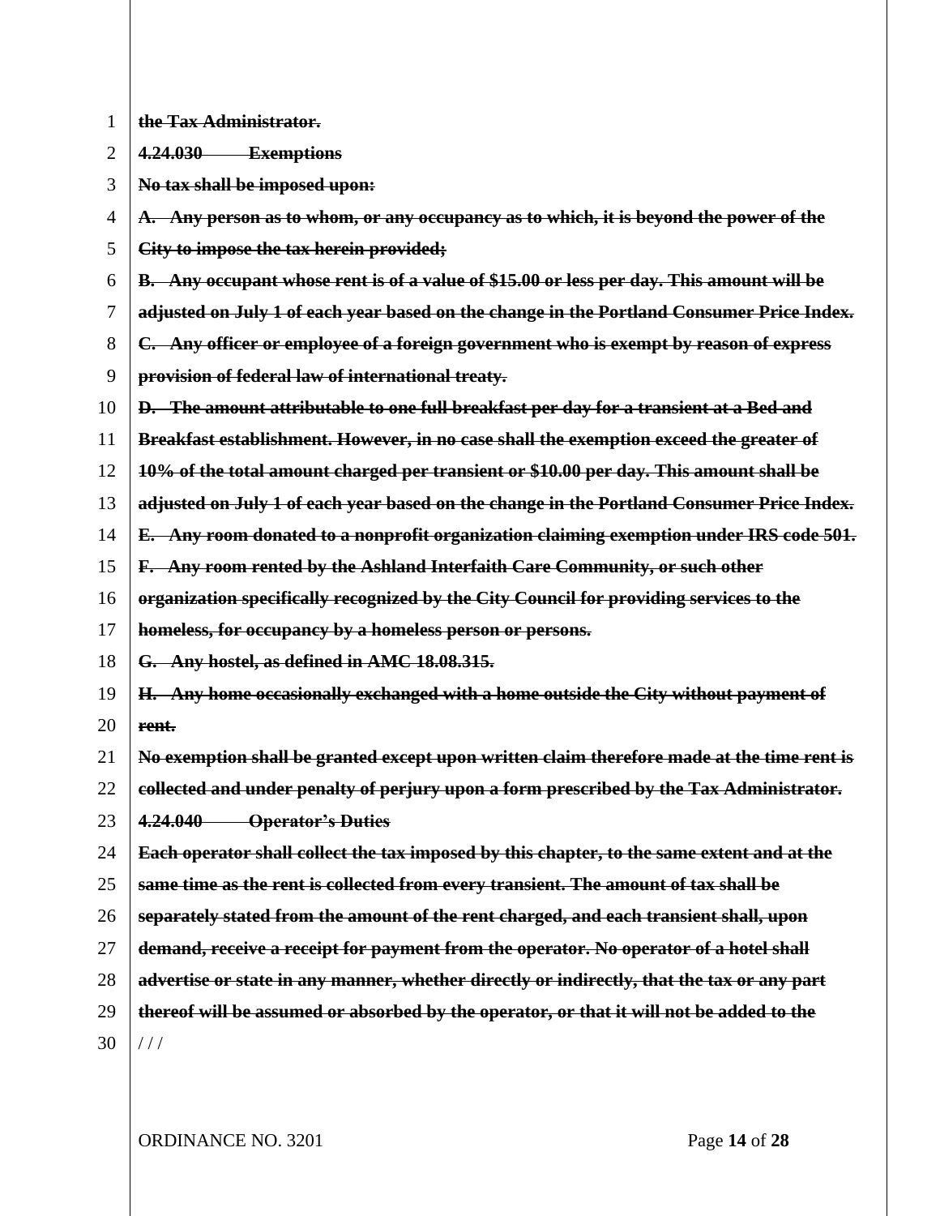~~**the Tax Administrator.**~~

~~**4.24.030 Exemptions**~~

~~**No tax shall be imposed upon:**~~

~~**A. Any person as to whom, or any occupancy as to which, it is beyond the power of the City to impose the tax herein provided;**~~

~~**B. Any occupant whose rent is of a value of $15.00 or less per day. This amount will be adjusted on July 1 of each year based on the change in the Portland Consumer Price Index.**~~

~~**C. Any officer or employee of a foreign government who is exempt by reason of express provision of federal law of international treaty.**~~

~~**D. The amount attributable to one full breakfast per day for a transient at a Bed and Breakfast establishment. However, in no case shall the exemption exceed the greater of 10% of the total amount charged per transient or $10.00 per day. This amount shall be adjusted on July 1 of each year based on the change in the Portland Consumer Price Index.**~~

~~**E. Any room donated to a nonprofit organization claiming exemption under IRS code 501.**~~

~~**F. Any room rented by the Ashland Interfaith Care Community, or such other organization specifically recognized by the City Council for providing services to the homeless, for occupancy by a homeless person or persons.**~~

~~**G. Any hostel, as defined in AMC 18.08.315.**~~

~~**H. Any home occasionally exchanged with a home outside the City without payment of rent.**~~

~~**No exemption shall be granted except upon written claim therefore made at the time rent is collected and under penalty of perjury upon a form prescribed by the Tax Administrator.**~~

~~**4.24.040 Operator's Duties**~~

~~**Each operator shall collect the tax imposed by this chapter, to the same extent and at the same time as the rent is collected from every transient. The amount of tax shall be separately stated from the amount of the rent charged, and each transient shall, upon demand, receive a receipt for payment from the operator. No operator of a hotel shall advertise or state in any manner, whether directly or indirectly, that the tax or any part thereof will be assumed or absorbed by the operator, or that it will not be added to the**~~

/ / /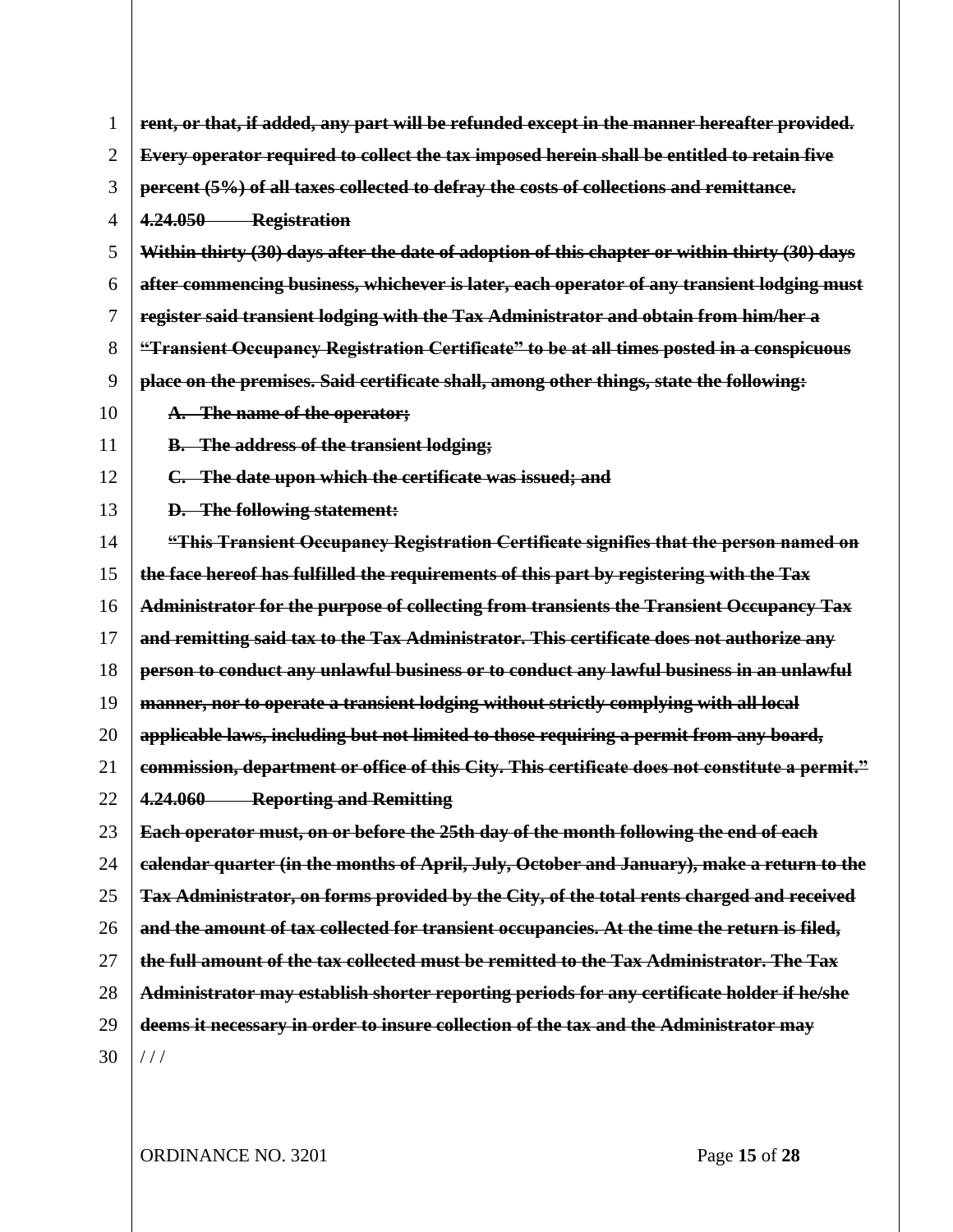~~**rent, or that, if added, any part will be refunded except in the manner hereafter provided. Every operator required to collect the tax imposed herein shall be entitled to retain five percent (5%) of all taxes collected to defray the costs of collections and remittance.**~~

~~**4.24.050 Registration**~~

~~**Within thirty (30) days after the date of adoption of this chapter or within thirty (30) days after commencing business, whichever is later, each operator of any transient lodging must register said transient lodging with the Tax Administrator and obtain from him/her a "Transient Occupancy Registration Certificate" to be at all times posted in a conspicuous place on the premises. Said certificate shall, among other things, state the following:**~~

~~**A. The name of the operator;**~~

~~**B. The address of the transient lodging;**~~

~~**C. The date upon which the certificate was issued; and**~~

~~**D. The following statement:**~~

~~**"This Transient Occupancy Registration Certificate signifies that the person named on the face hereof has fulfilled the requirements of this part by registering with the Tax Administrator for the purpose of collecting from transients the Transient Occupancy Tax and remitting said tax to the Tax Administrator. This certificate does not authorize any person to conduct any unlawful business or to conduct any lawful business in an unlawful manner, nor to operate a transient lodging without strictly complying with all local applicable laws, including but not limited to those requiring a permit from any board, commission, department or office of this City. This certificate does not constitute a permit."**~~

~~**4.24.060 Reporting and Remitting**~~

~~**Each operator must, on or before the 25th day of the month following the end of each calendar quarter (in the months of April, July, October and January), make a return to the Tax Administrator, on forms provided by the City, of the total rents charged and received and the amount of tax collected for transient occupancies. At the time the return is filed, the full amount of the tax collected must be remitted to the Tax Administrator. The Tax Administrator may establish shorter reporting periods for any certificate holder if he/she deems it necessary in order to insure collection of the tax and the Administrator may**~~

/ / /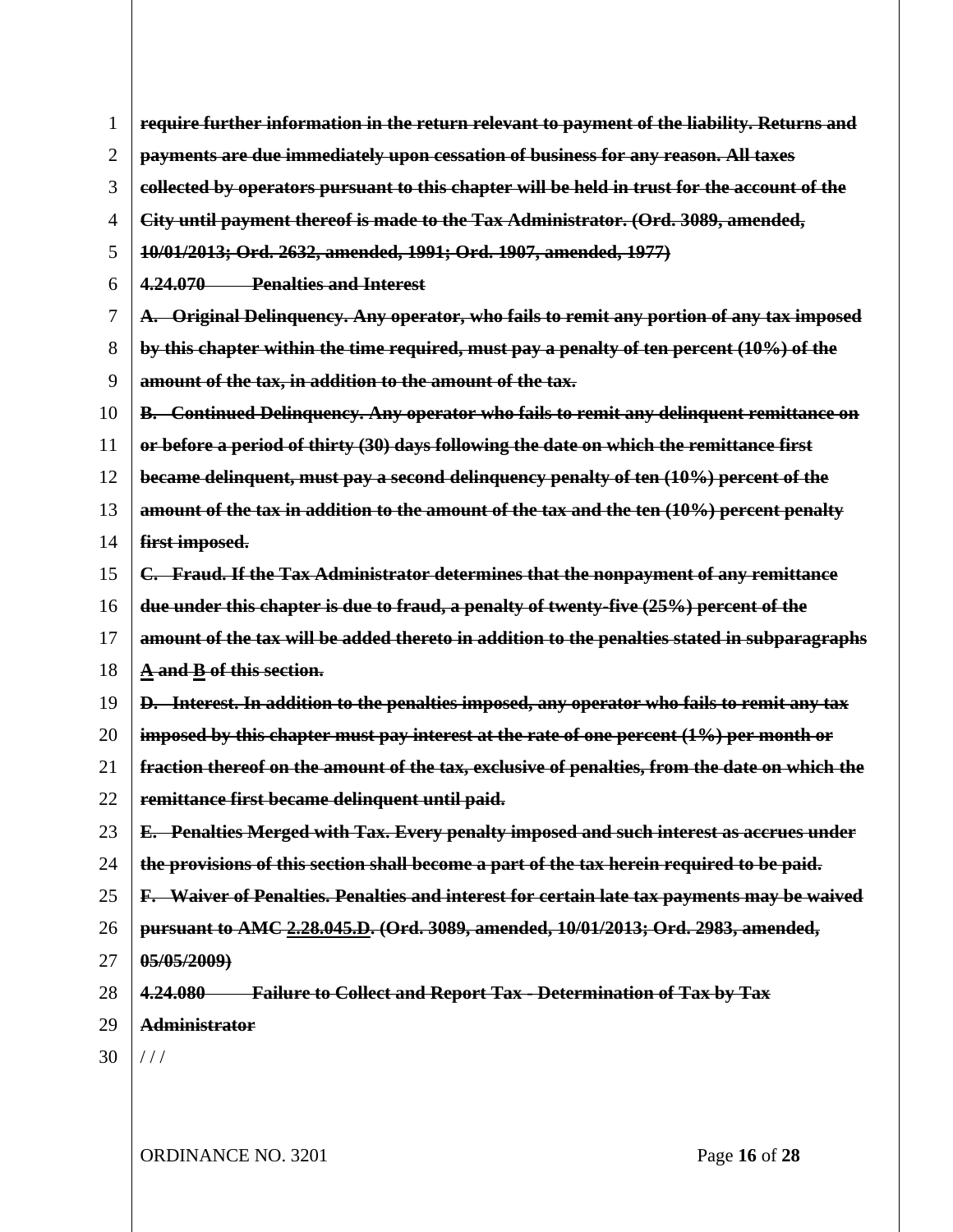~~**require further information in the return relevant to payment of the liability. Returns and payments are due immediately upon cessation of business for any reason. All taxes collected by operators pursuant to this chapter will be held in trust for the account of the City until payment thereof is made to the Tax Administrator. (Ord. 3089, amended, 10/01/2013; Ord. 2632, amended, 1991; Ord. 1907, amended, 1977)**~~

~~**4.24.070 Penalties and Interest**~~

~~**A. Original Delinquency. Any operator, who fails to remit any portion of any tax imposed by this chapter within the time required, must pay a penalty of ten percent (10%) of the amount of the tax, in addition to the amount of the tax.**~~

~~**B. Continued Delinquency. Any operator who fails to remit any delinquent remittance on or before a period of thirty (30) days following the date on which the remittance first became delinquent, must pay a second delinquency penalty of ten (10%) percent of the amount of the tax in addition to the amount of the tax and the ten (10%) percent penalty first imposed.**~~

~~**C. Fraud. If the Tax Administrator determines that the nonpayment of any remittance due under this chapter is due to fraud, a penalty of twenty-five (25%) percent of the amount of the tax will be added thereto in addition to the penalties stated in subparagraphs A and B of this section.**~~

~~**D. Interest. In addition to the penalties imposed, any operator who fails to remit any tax imposed by this chapter must pay interest at the rate of one percent (1%) per month or fraction thereof on the amount of the tax, exclusive of penalties, from the date on which the remittance first became delinquent until paid.**~~

~~**E. Penalties Merged with Tax. Every penalty imposed and such interest as accrues under the provisions of this section shall become a part of the tax herein required to be paid.**~~

~~**F. Waiver of Penalties. Penalties and interest for certain late tax payments may be waived pursuant to AMC 2.28.045.D. (Ord. 3089, amended, 10/01/2013; Ord. 2983, amended, 05/05/2009)**~~

~~**4.24.080 Failure to Collect and Report Tax - Determination of Tax by Tax Administrator**~~

/ / /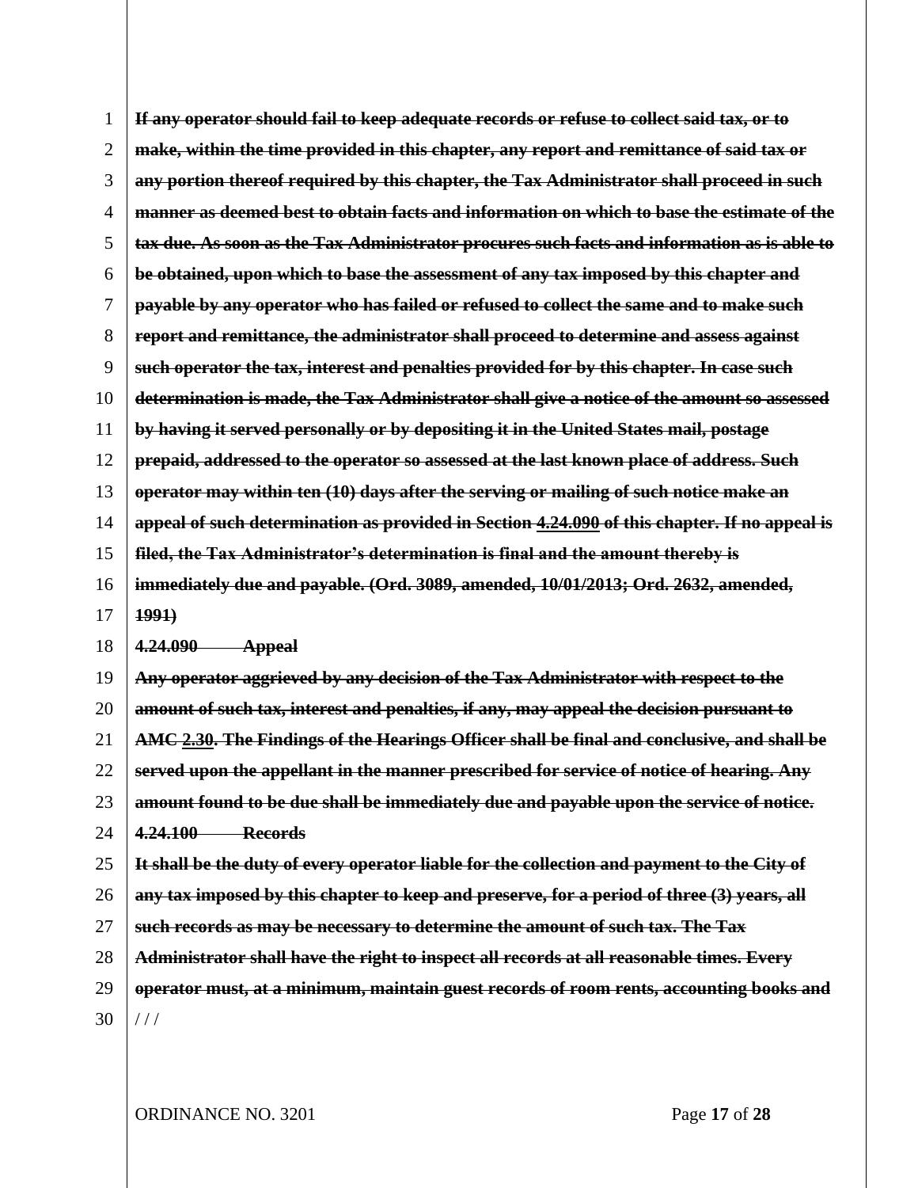~~**If any operator should fail to keep adequate records or refuse to collect said tax, or to make, within the time provided in this chapter, any report and remittance of said tax or any portion thereof required by this chapter, the Tax Administrator shall proceed in such manner as deemed best to obtain facts and information on which to base the estimate of the tax due. As soon as the Tax Administrator procures such facts and information as is able to be obtained, upon which to base the assessment of any tax imposed by this chapter and payable by any operator who has failed or refused to collect the same and to make such report and remittance, the administrator shall proceed to determine and assess against such operator the tax, interest and penalties provided for by this chapter. In case such determination is made, the Tax Administrator shall give a notice of the amount so assessed by having it served personally or by depositing it in the United States mail, postage prepaid, addressed to the operator so assessed at the last known place of address. Such operator may within ten (10) days after the serving or mailing of such notice make an appeal of such determination as provided in Section 4.24.090 of this chapter. If no appeal is filed, the Tax Administrator's determination is final and the amount thereby is immediately due and payable. (Ord. 3089, amended, 10/01/2013; Ord. 2632, amended, 1991)**~~

~~**4.24.090 Appeal**~~

~~**Any operator aggrieved by any decision of the Tax Administrator with respect to the amount of such tax, interest and penalties, if any, may appeal the decision pursuant to AMC 2.30. The Findings of the Hearings Officer shall be final and conclusive, and shall be served upon the appellant in the manner prescribed for service of notice of hearing. Any amount found to be due shall be immediately due and payable upon the service of notice.**~~

~~**4.24.100 Records**~~

~~**It shall be the duty of every operator liable for the collection and payment to the City of any tax imposed by this chapter to keep and preserve, for a period of three (3) years, all such records as may be necessary to determine the amount of such tax. The Tax Administrator shall have the right to inspect all records at all reasonable times. Every operator must, at a minimum, maintain guest records of room rents, accounting books and**~~

/ / /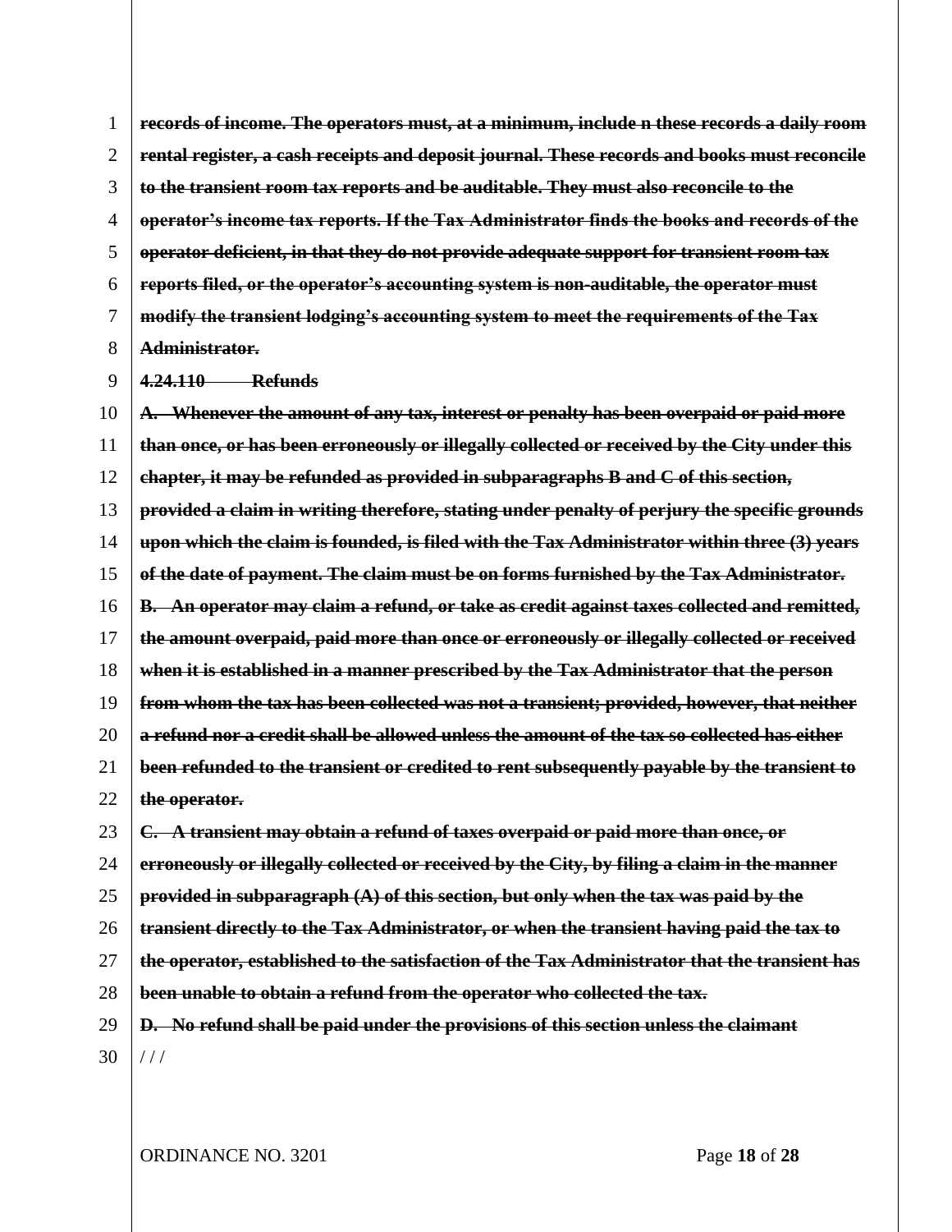~~**records of income. The operators must, at a minimum, include n these records a daily room rental register, a cash receipts and deposit journal. These records and books must reconcile to the transient room tax reports and be auditable. They must also reconcile to the operator's income tax reports. If the Tax Administrator finds the books and records of the operator deficient, in that they do not provide adequate support for transient room tax reports filed, or the operator's accounting system is non-auditable, the operator must modify the transient lodging's accounting system to meet the requirements of the Tax Administrator.**~~

~~**4.24.110 Refunds**~~

~~**A. Whenever the amount of any tax, interest or penalty has been overpaid or paid more than once, or has been erroneously or illegally collected or received by the City under this chapter, it may be refunded as provided in subparagraphs B and C of this section, provided a claim in writing therefore, stating under penalty of perjury the specific grounds upon which the claim is founded, is filed with the Tax Administrator within three (3) years of the date of payment. The claim must be on forms furnished by the Tax Administrator.**~~

~~**B. An operator may claim a refund, or take as credit against taxes collected and remitted, the amount overpaid, paid more than once or erroneously or illegally collected or received when it is established in a manner prescribed by the Tax Administrator that the person from whom the tax has been collected was not a transient; provided, however, that neither a refund nor a credit shall be allowed unless the amount of the tax so collected has either been refunded to the transient or credited to rent subsequently payable by the transient to the operator.**~~

~~**C. A transient may obtain a refund of taxes overpaid or paid more than once, or erroneously or illegally collected or received by the City, by filing a claim in the manner provided in subparagraph (A) of this section, but only when the tax was paid by the transient directly to the Tax Administrator, or when the transient having paid the tax to the operator, established to the satisfaction of the Tax Administrator that the transient has been unable to obtain a refund from the operator who collected the tax.**~~

~~**D. No refund shall be paid under the provisions of this section unless the claimant**~~

/ / /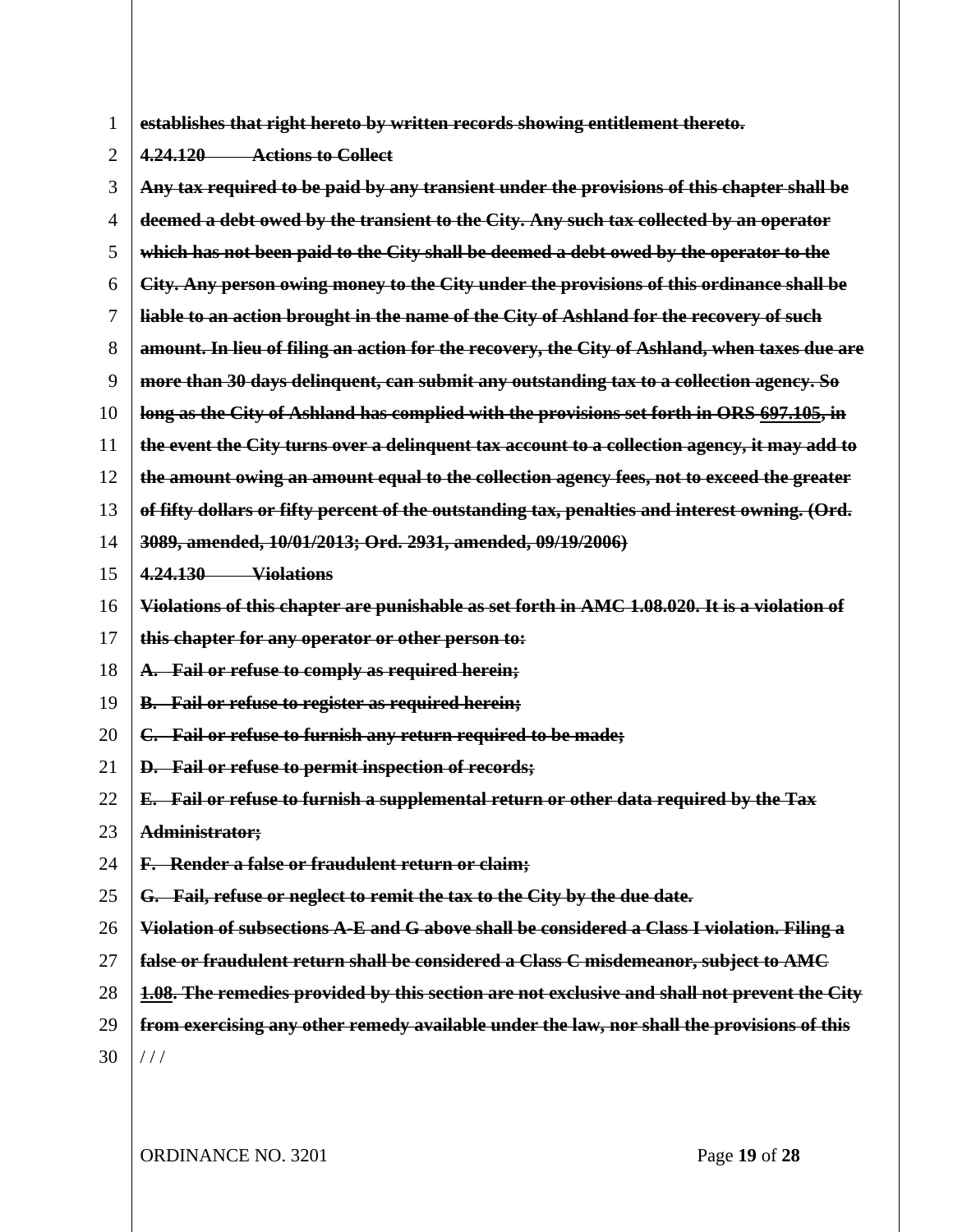~~**establishes that right hereto by written records showing entitlement thereto.**~~

~~**4.24.120 Actions to Collect**~~

~~**Any tax required to be paid by any transient under the provisions of this chapter shall be deemed a debt owed by the transient to the City. Any such tax collected by an operator which has not been paid to the City shall be deemed a debt owed by the operator to the City. Any person owing money to the City under the provisions of this ordinance shall be liable to an action brought in the name of the City of Ashland for the recovery of such amount. In lieu of filing an action for the recovery, the City of Ashland, when taxes due are more than 30 days delinquent, can submit any outstanding tax to a collection agency. So long as the City of Ashland has complied with the provisions set forth in ORS 697.105, in the event the City turns over a delinquent tax account to a collection agency, it may add to the amount owing an amount equal to the collection agency fees, not to exceed the greater of fifty dollars or fifty percent of the outstanding tax, penalties and interest owning. (Ord. 3089, amended, 10/01/2013; Ord. 2931, amended, 09/19/2006)**~~

~~**4.24.130 Violations**~~

~~**Violations of this chapter are punishable as set forth in AMC 1.08.020. It is a violation of this chapter for any operator or other person to:**~~

~~**A. Fail or refuse to comply as required herein;**~~

~~**B. Fail or refuse to register as required herein;**~~

~~**C. Fail or refuse to furnish any return required to be made;**~~

~~**D. Fail or refuse to permit inspection of records;**~~

~~**E. Fail or refuse to furnish a supplemental return or other data required by the Tax Administrator;**~~

~~**F. Render a false or fraudulent return or claim;**~~

~~**G. Fail, refuse or neglect to remit the tax to the City by the due date.**~~

~~**Violation of subsections A-E and G above shall be considered a Class I violation. Filing a false or fraudulent return shall be considered a Class C misdemeanor, subject to AMC 1.08. The remedies provided by this section are not exclusive and shall not prevent the City from exercising any other remedy available under the law, nor shall the provisions of this**~~

/ / /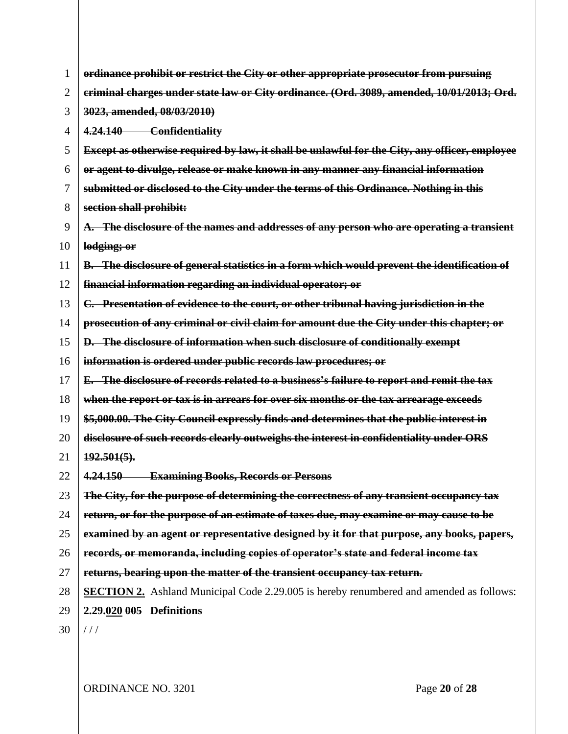~~**ordinance prohibit or restrict the City or other appropriate prosecutor from pursuing criminal charges under state law or City ordinance. (Ord. 3089, amended, 10/01/2013; Ord. 3023, amended, 08/03/2010)**~~

~~**4.24.140 Confidentiality**~~

~~**Except as otherwise required by law, it shall be unlawful for the City, any officer, employee or agent to divulge, release or make known in any manner any financial information submitted or disclosed to the City under the terms of this Ordinance. Nothing in this section shall prohibit:**~~

~~**A. The disclosure of the names and addresses of any person who are operating a transient lodging; or**~~

~~**B. The disclosure of general statistics in a form which would prevent the identification of financial information regarding an individual operator; or**~~

~~**C. Presentation of evidence to the court, or other tribunal having jurisdiction in the prosecution of any criminal or civil claim for amount due the City under this chapter; or**~~

~~**D. The disclosure of information when such disclosure of conditionally exempt information is ordered under public records law procedures; or**~~

~~**E. The disclosure of records related to a business's failure to report and remit the tax when the report or tax is in arrears for over six months or the tax arrearage exceeds $5,000.00. The City Council expressly finds and determines that the public interest in disclosure of such records clearly outweighs the interest in confidentiality under ORS 192.501(5).**~~

~~**4.24.150 Examining Books, Records or Persons**~~

~~**The City, for the purpose of determining the correctness of any transient occupancy tax return, or for the purpose of an estimate of taxes due, may examine or may cause to be examined by an agent or representative designed by it for that purpose, any books, papers, records, or memoranda, including copies of operator's state and federal income tax returns, bearing upon the matter of the transient occupancy tax return.**~~

**SECTION 2.** Ashland Municipal Code 2.29.005 is hereby renumbered and amended as follows:

**2.29.020 ~~005~~ Definitions**

/ / /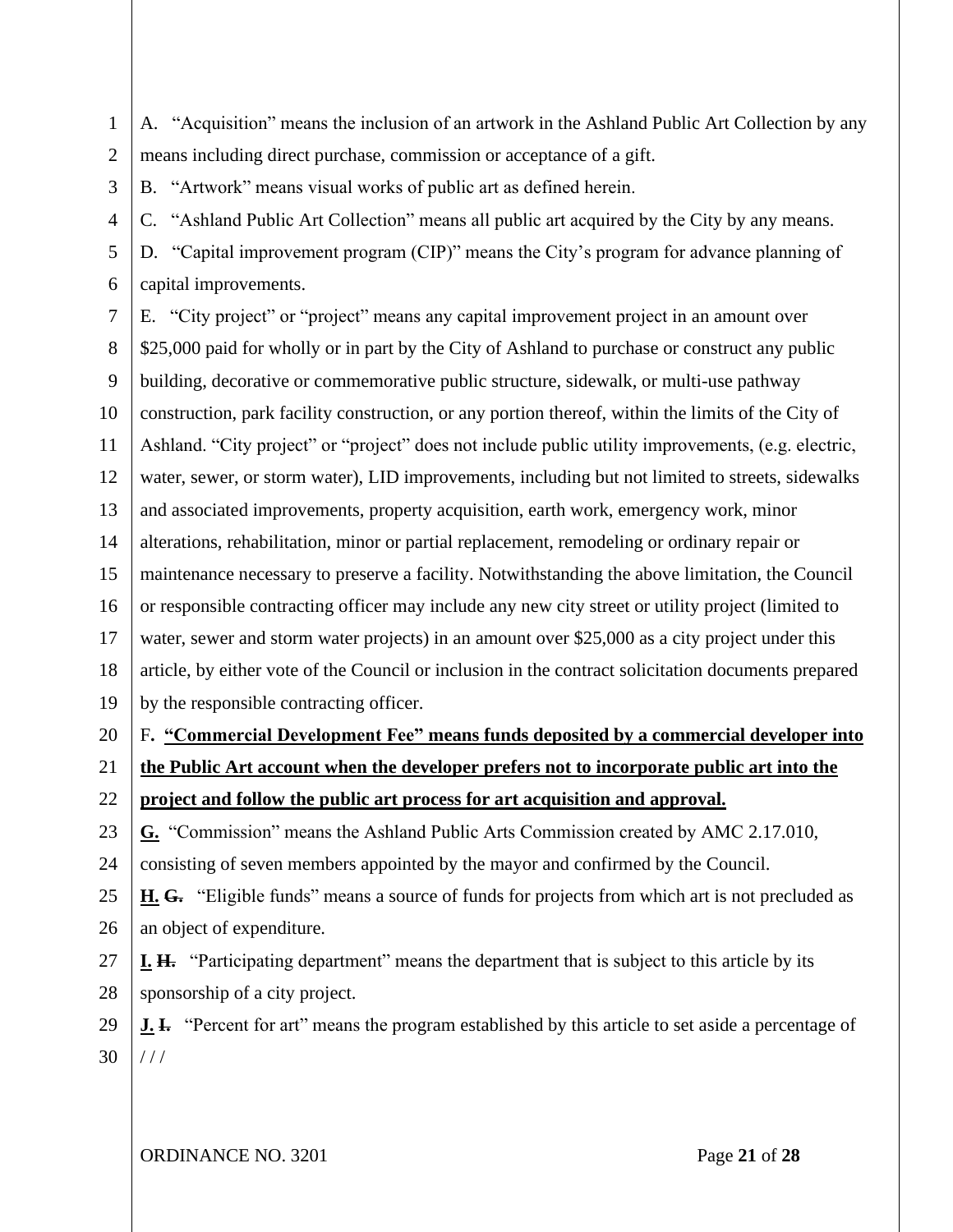A. "Acquisition" means the inclusion of an artwork in the Ashland Public Art Collection by any means including direct purchase, commission or acceptance of a gift.

B. "Artwork" means visual works of public art as defined herein.

C. "Ashland Public Art Collection" means all public art acquired by the City by any means.

D. "Capital improvement program (CIP)" means the City's program for advance planning of capital improvements.

E. "City project" or "project" means any capital improvement project in an amount over $25,000 paid for wholly or in part by the City of Ashland to purchase or construct any public building, decorative or commemorative public structure, sidewalk, or multi-use pathway construction, park facility construction, or any portion thereof, within the limits of the City of Ashland. "City project" or "project" does not include public utility improvements, (e.g. electric, water, sewer, or storm water), LID improvements, including but not limited to streets, sidewalks and associated improvements, property acquisition, earth work, emergency work, minor alterations, rehabilitation, minor or partial replacement, remodeling or ordinary repair or maintenance necessary to preserve a facility. Notwithstanding the above limitation, the Council or responsible contracting officer may include any new city street or utility project (limited to water, sewer and storm water projects) in an amount over $25,000 as a city project under this article, by either vote of the Council or inclusion in the contract solicitation documents prepared by the responsible contracting officer.

F**. <u>"Commercial Development Fee" means funds deposited by a commercial developer into the Public Art account when the developer prefers not to incorporate public art into the project and follow the public art process for art acquisition and approval.</u>**

**<u>G.</u>** "Commission" means the Ashland Public Arts Commission created by AMC 2.17.010, consisting of seven members appointed by the mayor and confirmed by the Council.

**<u>H.</u>** ~~**G.**~~ "Eligible funds" means a source of funds for projects from which art is not precluded as an object of expenditure.

**<u>I.</u>** ~~**H.**~~ "Participating department" means the department that is subject to this article by its sponsorship of a city project.

**<u>J.</u>** ~~**I.**~~ "Percent for art" means the program established by this article to set aside a percentage of

/ / /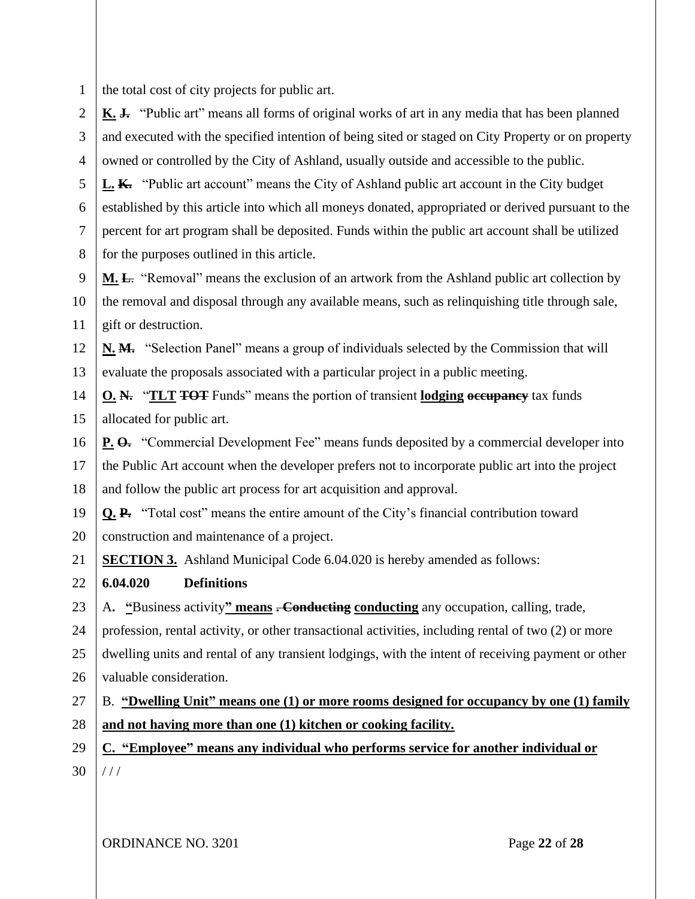the total cost of city projects for public art.

**K.** ~~J.~~ "Public art" means all forms of original works of art in any media that has been planned and executed with the specified intention of being sited or staged on City Property or on property owned or controlled by the City of Ashland, usually outside and accessible to the public.

**L.** ~~K.~~ "Public art account" means the City of Ashland public art account in the City budget established by this article into which all moneys donated, appropriated or derived pursuant to the percent for art program shall be deposited. Funds within the public art account shall be utilized for the purposes outlined in this article.

**M.** ~~L.~~ "Removal" means the exclusion of an artwork from the Ashland public art collection by the removal and disposal through any available means, such as relinquishing title through sale, gift or destruction.

**N.** ~~M.~~ "Selection Panel" means a group of individuals selected by the Commission that will evaluate the proposals associated with a particular project in a public meeting.

**O.** ~~N.~~ "**TLT** ~~TOT~~ Funds" means the portion of transient **lodging** ~~occupancy~~ tax funds allocated for public art.

**P.** ~~O.~~ "Commercial Development Fee" means funds deposited by a commercial developer into the Public Art account when the developer prefers not to incorporate public art into the project and follow the public art process for art acquisition and approval.

**Q.** ~~P.~~ "Total cost" means the entire amount of the City's financial contribution toward construction and maintenance of a project.

**SECTION 3.** Ashland Municipal Code 6.04.020 is hereby amended as follows:

**6.04.020 Definitions**

A. **"**Business activity**" means** ~~. Conducting~~ **conducting** any occupation, calling, trade, profession, rental activity, or other transactional activities, including rental of two (2) or more dwelling units and rental of any transient lodgings, with the intent of receiving payment or other valuable consideration.

B. **"Dwelling Unit" means one (1) or more rooms designed for occupancy by one (1) family and not having more than one (1) kitchen or cooking facility.**

**C. "Employee" means any individual who performs service for another individual or**

/ / /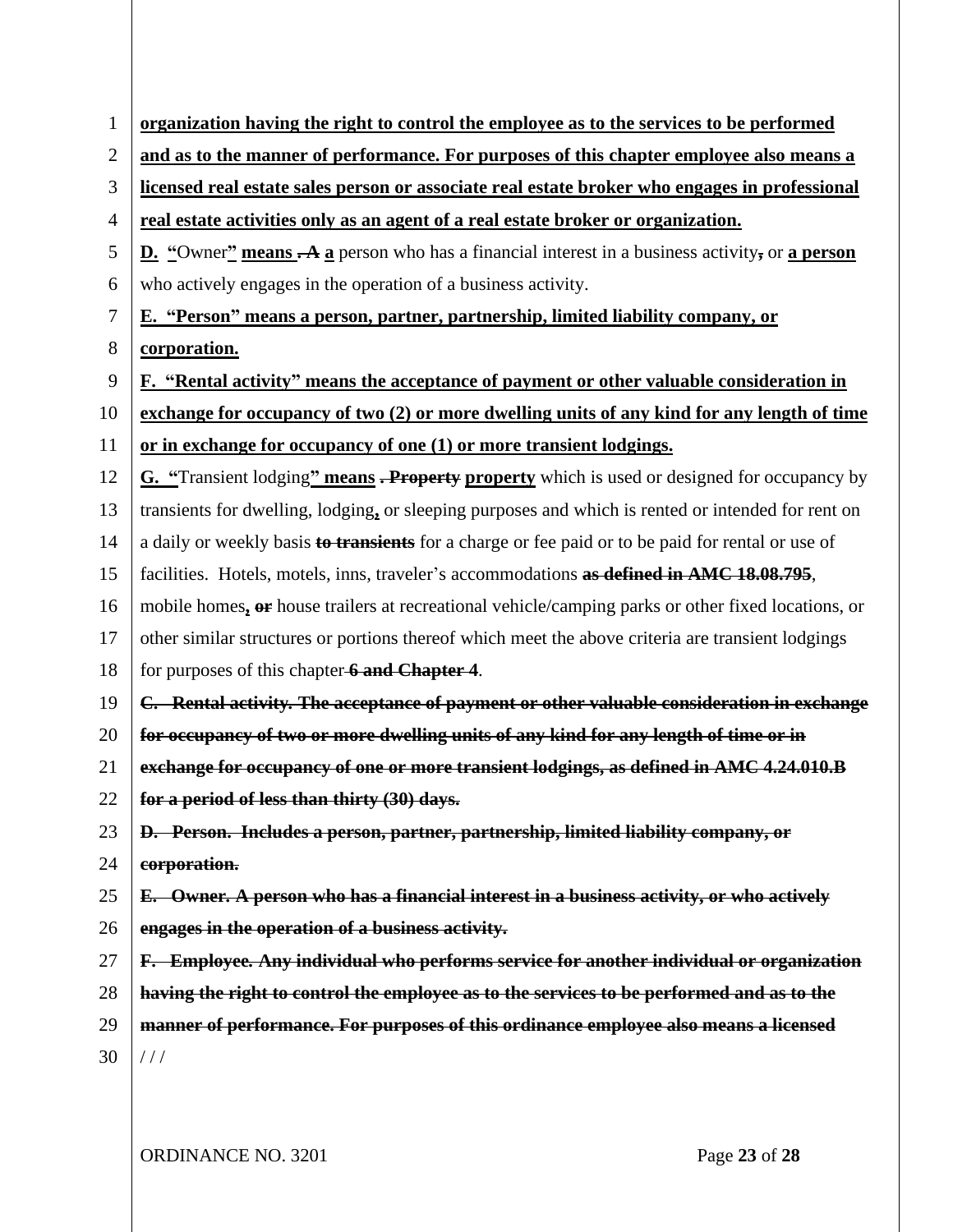**organization having the right to control the employee as to the services to be performed and as to the manner of performance. For purposes of this chapter employee also means a licensed real estate sales person or associate real estate broker who engages in professional real estate activities only as an agent of a real estate broker or organization.**

**D. "**Owner**" means** ~~. A~~ **a** person who has a financial interest in a business activity~~,~~ or **a person** who actively engages in the operation of a business activity.

**E. "Person" means a person, partner, partnership, limited liability company, or corporation.**

**F. "Rental activity" means the acceptance of payment or other valuable consideration in exchange for occupancy of two (2) or more dwelling units of any kind for any length of time or in exchange for occupancy of one (1) or more transient lodgings.**

**G. "**Transient lodging**" means** ~~. Property~~ **property** which is used or designed for occupancy by transients for dwelling, lodging**,** or sleeping purposes and which is rented or intended for rent on a daily or weekly basis ~~**to transients**~~ for a charge or fee paid or to be paid for rental or use of facilities. Hotels, motels, inns, traveler's accommodations ~~**as defined in AMC 18.08.795**~~, mobile homes**,** ~~**or**~~ house trailers at recreational vehicle/camping parks or other fixed locations, or other similar structures or portions thereof which meet the above criteria are transient lodgings for purposes of this chapter ~~**6 and Chapter 4**~~.

~~**C. Rental activity. The acceptance of payment or other valuable consideration in exchange for occupancy of two or more dwelling units of any kind for any length of time or in exchange for occupancy of one or more transient lodgings, as defined in AMC 4.24.010.B for a period of less than thirty (30) days.**~~

~~**D. Person. Includes a person, partner, partnership, limited liability company, or corporation.**~~

~~**E. Owner. A person who has a financial interest in a business activity, or who actively engages in the operation of a business activity.**~~

~~**F. Employee. Any individual who performs service for another individual or organization having the right to control the employee as to the services to be performed and as to the manner of performance. For purposes of this ordinance employee also means a licensed**~~

/ / /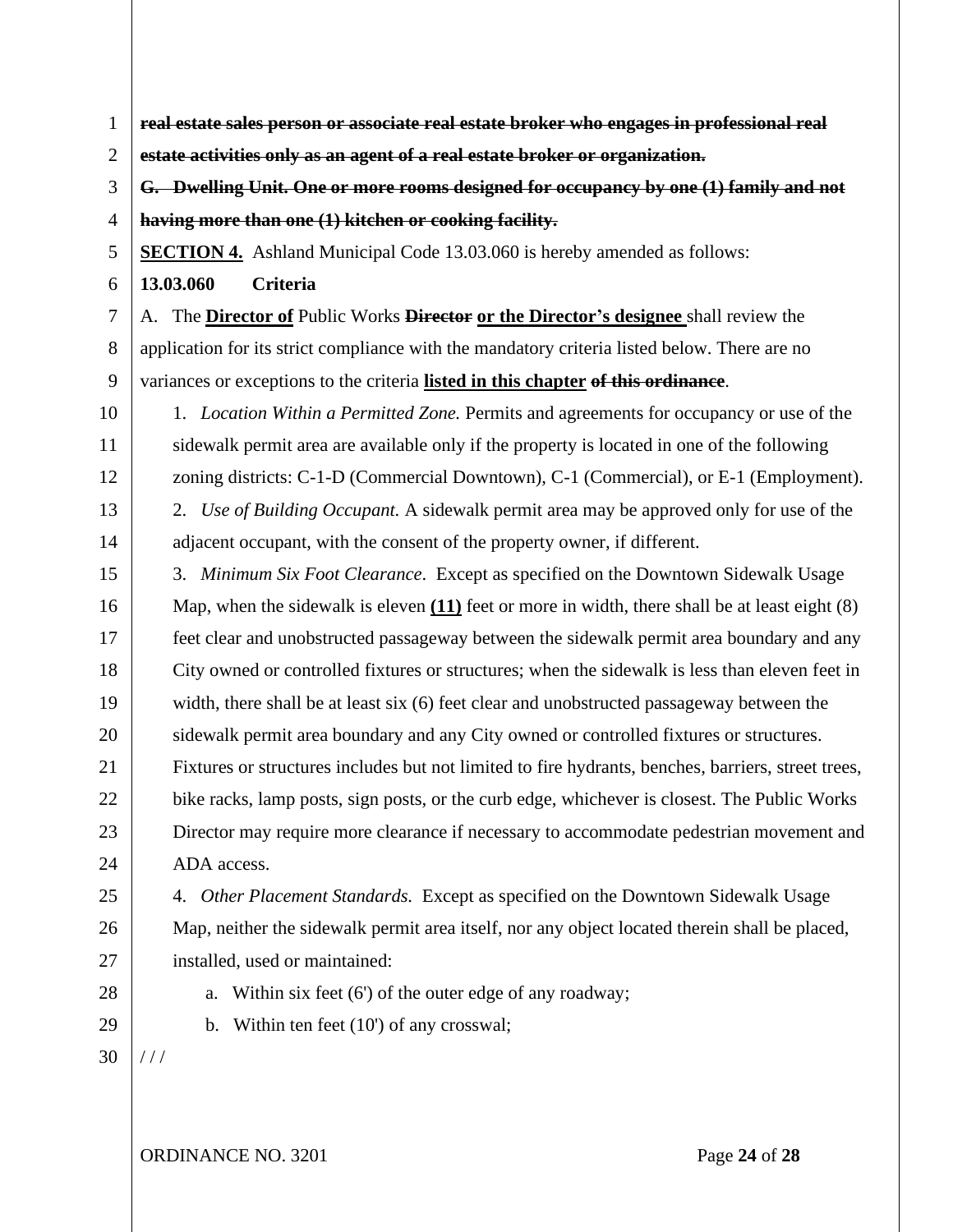~~**real estate sales person or associate real estate broker who engages in professional real estate activities only as an agent of a real estate broker or organization.**~~

~~**G. Dwelling Unit. One or more rooms designed for occupancy by one (1) family and not having more than one (1) kitchen or cooking facility.**~~

**SECTION 4.** Ashland Municipal Code 13.03.060 is hereby amended as follows:

**13.03.060 Criteria**

A. The **Director of** Public Works ~~**Director**~~ **or the Director's designee** shall review the application for its strict compliance with the mandatory criteria listed below. There are no variances or exceptions to the criteria **listed in this chapter** ~~**of this ordinance**~~.

1. *Location Within a Permitted Zone.* Permits and agreements for occupancy or use of the sidewalk permit area are available only if the property is located in one of the following zoning districts: C-1-D (Commercial Downtown), C-1 (Commercial), or E-1 (Employment).

2. *Use of Building Occupant.* A sidewalk permit area may be approved only for use of the adjacent occupant, with the consent of the property owner, if different.

3. *Minimum Six Foot Clearance*. Except as specified on the Downtown Sidewalk Usage Map, when the sidewalk is eleven **(11)** feet or more in width, there shall be at least eight (8) feet clear and unobstructed passageway between the sidewalk permit area boundary and any City owned or controlled fixtures or structures; when the sidewalk is less than eleven feet in width, there shall be at least six (6) feet clear and unobstructed passageway between the sidewalk permit area boundary and any City owned or controlled fixtures or structures. Fixtures or structures includes but not limited to fire hydrants, benches, barriers, street trees, bike racks, lamp posts, sign posts, or the curb edge, whichever is closest. The Public Works Director may require more clearance if necessary to accommodate pedestrian movement and ADA access.

4. *Other Placement Standards.* Except as specified on the Downtown Sidewalk Usage Map, neither the sidewalk permit area itself, nor any object located therein shall be placed, installed, used or maintained:

   a. Within six feet (6') of the outer edge of any roadway;

   b. Within ten feet (10') of any crosswal;

/ / /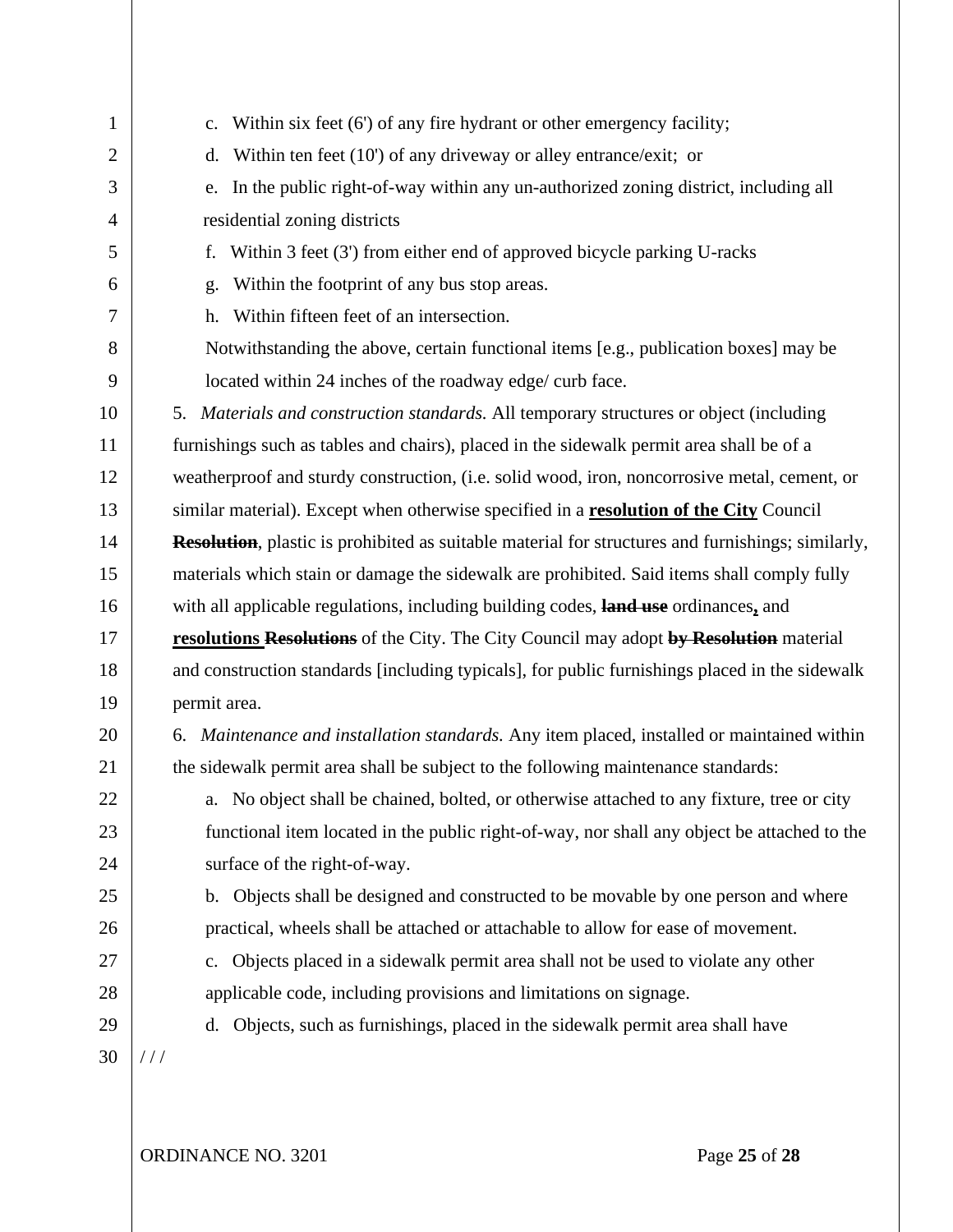c. Within six feet (6') of any fire hydrant or other emergency facility;

d. Within ten feet (10') of any driveway or alley entrance/exit; or

e. In the public right-of-way within any un-authorized zoning district, including all residential zoning districts

f. Within 3 feet (3') from either end of approved bicycle parking U-racks

g. Within the footprint of any bus stop areas.

h. Within fifteen feet of an intersection.

Notwithstanding the above, certain functional items [e.g., publication boxes] may be located within 24 inches of the roadway edge/ curb face.

5. *Materials and construction standards.* All temporary structures or object (including furnishings such as tables and chairs), placed in the sidewalk permit area shall be of a weatherproof and sturdy construction, (i.e. solid wood, iron, noncorrosive metal, cement, or similar material). Except when otherwise specified in a **<u>resolution of the City</u>** Council ~~**Resolution**~~, plastic is prohibited as suitable material for structures and furnishings; similarly, materials which stain or damage the sidewalk are prohibited. Said items shall comply fully with all applicable regulations, including building codes, ~~**land use**~~ ordinances**<u>,</u>** and **<u>resolutions</u>** ~~**Resolutions**~~ of the City. The City Council may adopt ~~**by Resolution**~~ material and construction standards [including typicals], for public furnishings placed in the sidewalk permit area.

6. *Maintenance and installation standards.* Any item placed, installed or maintained within the sidewalk permit area shall be subject to the following maintenance standards:

a. No object shall be chained, bolted, or otherwise attached to any fixture, tree or city functional item located in the public right-of-way, nor shall any object be attached to the surface of the right-of-way.

b. Objects shall be designed and constructed to be movable by one person and where practical, wheels shall be attached or attachable to allow for ease of movement.

c. Objects placed in a sidewalk permit area shall not be used to violate any other applicable code, including provisions and limitations on signage.

d. Objects, such as furnishings, placed in the sidewalk permit area shall have

/ / /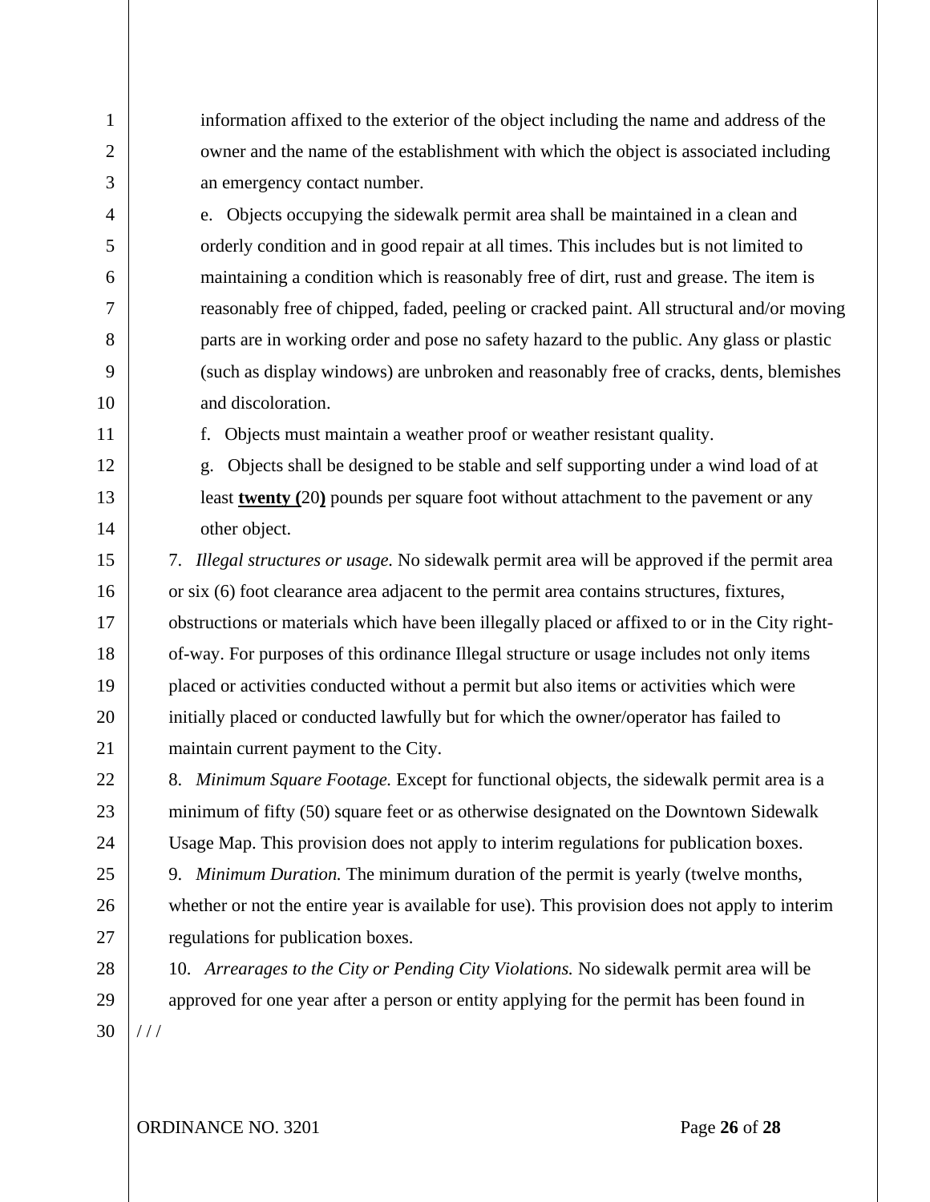information affixed to the exterior of the object including the name and address of the owner and the name of the establishment with which the object is associated including an emergency contact number.

e. Objects occupying the sidewalk permit area shall be maintained in a clean and orderly condition and in good repair at all times. This includes but is not limited to maintaining a condition which is reasonably free of dirt, rust and grease. The item is reasonably free of chipped, faded, peeling or cracked paint. All structural and/or moving parts are in working order and pose no safety hazard to the public. Any glass or plastic (such as display windows) are unbroken and reasonably free of cracks, dents, blemishes and discoloration.

f. Objects must maintain a weather proof or weather resistant quality.

g. Objects shall be designed to be stable and self supporting under a wind load of at least **twenty (**20**)** pounds per square foot without attachment to the pavement or any other object.

7. *Illegal structures or usage.* No sidewalk permit area will be approved if the permit area or six (6) foot clearance area adjacent to the permit area contains structures, fixtures, obstructions or materials which have been illegally placed or affixed to or in the City right-of-way. For purposes of this ordinance Illegal structure or usage includes not only items placed or activities conducted without a permit but also items or activities which were initially placed or conducted lawfully but for which the owner/operator has failed to maintain current payment to the City.

8. *Minimum Square Footage.* Except for functional objects, the sidewalk permit area is a minimum of fifty (50) square feet or as otherwise designated on the Downtown Sidewalk Usage Map. This provision does not apply to interim regulations for publication boxes.

9. *Minimum Duration.* The minimum duration of the permit is yearly (twelve months, whether or not the entire year is available for use). This provision does not apply to interim regulations for publication boxes.

10. *Arrearages to the City or Pending City Violations.* No sidewalk permit area will be approved for one year after a person or entity applying for the permit has been found in

/ / /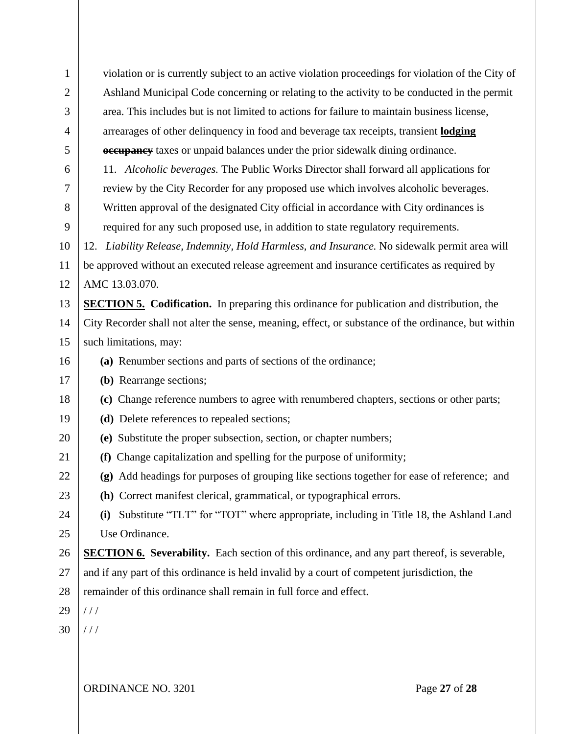violation or is currently subject to an active violation proceedings for violation of the City of Ashland Municipal Code concerning or relating to the activity to be conducted in the permit area. This includes but is not limited to actions for failure to maintain business license, arrearages of other delinquency in food and beverage tax receipts, transient **<u>lodging</u>** ~~**occupancy**~~ taxes or unpaid balances under the prior sidewalk dining ordinance.

11. *Alcoholic beverages.* The Public Works Director shall forward all applications for review by the City Recorder for any proposed use which involves alcoholic beverages. Written approval of the designated City official in accordance with City ordinances is required for any such proposed use, in addition to state regulatory requirements.

12. *Liability Release, Indemnity, Hold Harmless, and Insurance.* No sidewalk permit area will be approved without an executed release agreement and insurance certificates as required by AMC 13.03.070.

**<u>SECTION 5.</u> Codification.** In preparing this ordinance for publication and distribution, the City Recorder shall not alter the sense, meaning, effect, or substance of the ordinance, but within such limitations, may:

**(a)** Renumber sections and parts of sections of the ordinance;

**(b)** Rearrange sections;

**(c)** Change reference numbers to agree with renumbered chapters, sections or other parts;

**(d)** Delete references to repealed sections;

**(e)** Substitute the proper subsection, section, or chapter numbers;

**(f)** Change capitalization and spelling for the purpose of uniformity;

**(g)** Add headings for purposes of grouping like sections together for ease of reference; and

**(h)** Correct manifest clerical, grammatical, or typographical errors.

**(i)** Substitute "TLT" for "TOT" where appropriate, including in Title 18, the Ashland Land Use Ordinance.

**<u>SECTION 6.</u> Severability.** Each section of this ordinance, and any part thereof, is severable, and if any part of this ordinance is held invalid by a court of competent jurisdiction, the remainder of this ordinance shall remain in full force and effect.

/ / /

/ / /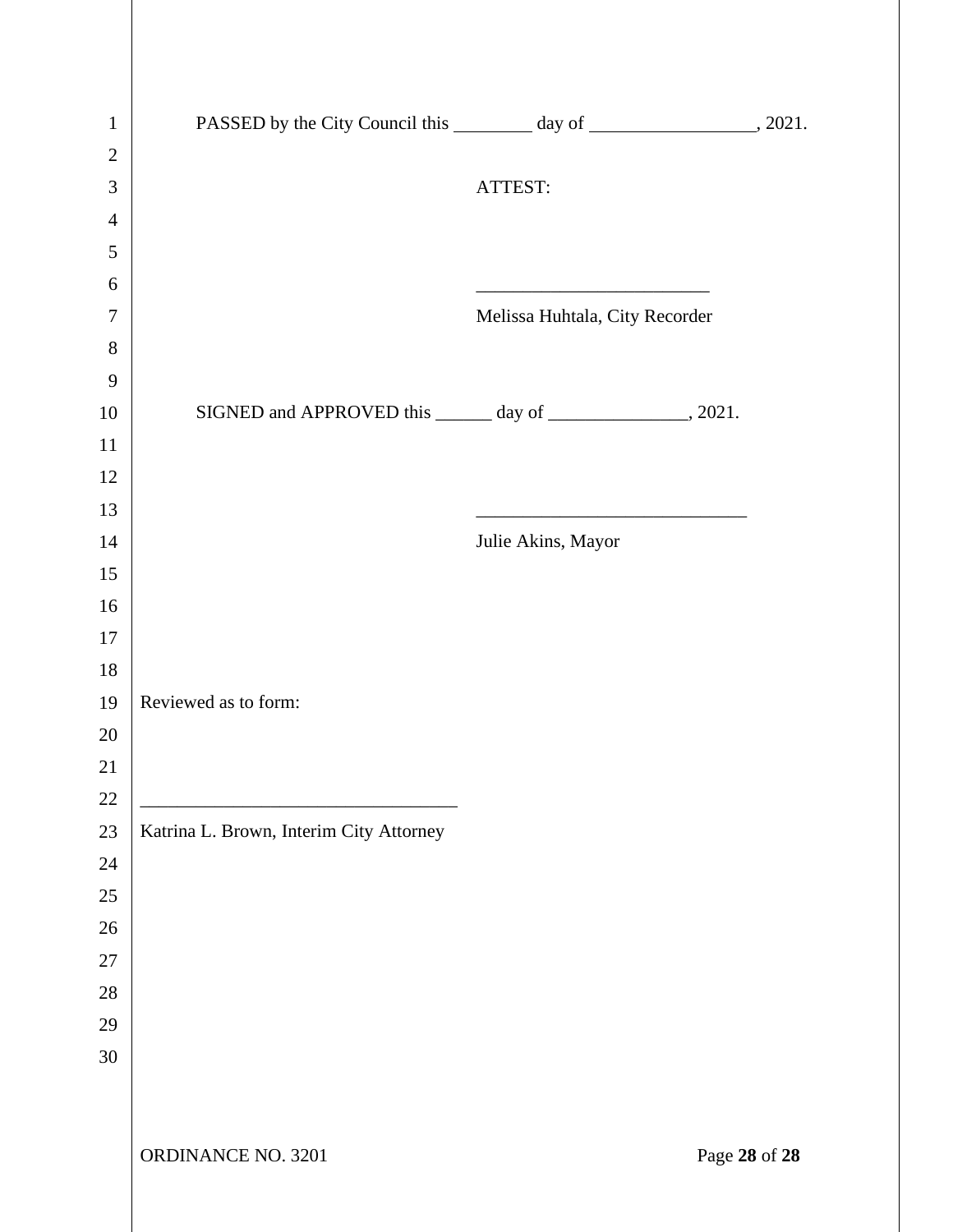PASSED by the City Council this ________ day of _________________, 2021.

ATTEST:

________________________

Melissa Huhtala, City Recorder

SIGNED and APPROVED this ______ day of _______________, 2021.

_____________________________

Julie Akins, Mayor

Reviewed as to form:

_________________________________

Katrina L. Brown, Interim City Attorney

ORDINANCE NO. 3201